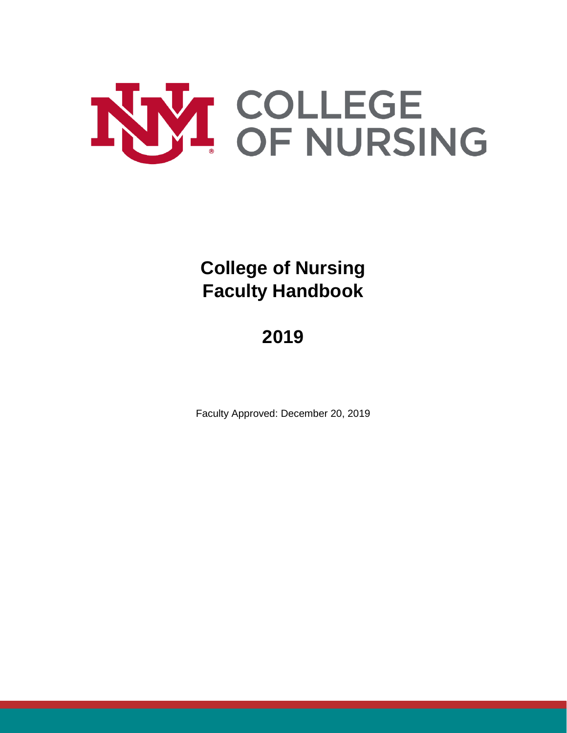COLLEGE OF NURSING

# College of Nursing Faculty Handbook

## 2019

Faculty Approved: December 20, 2019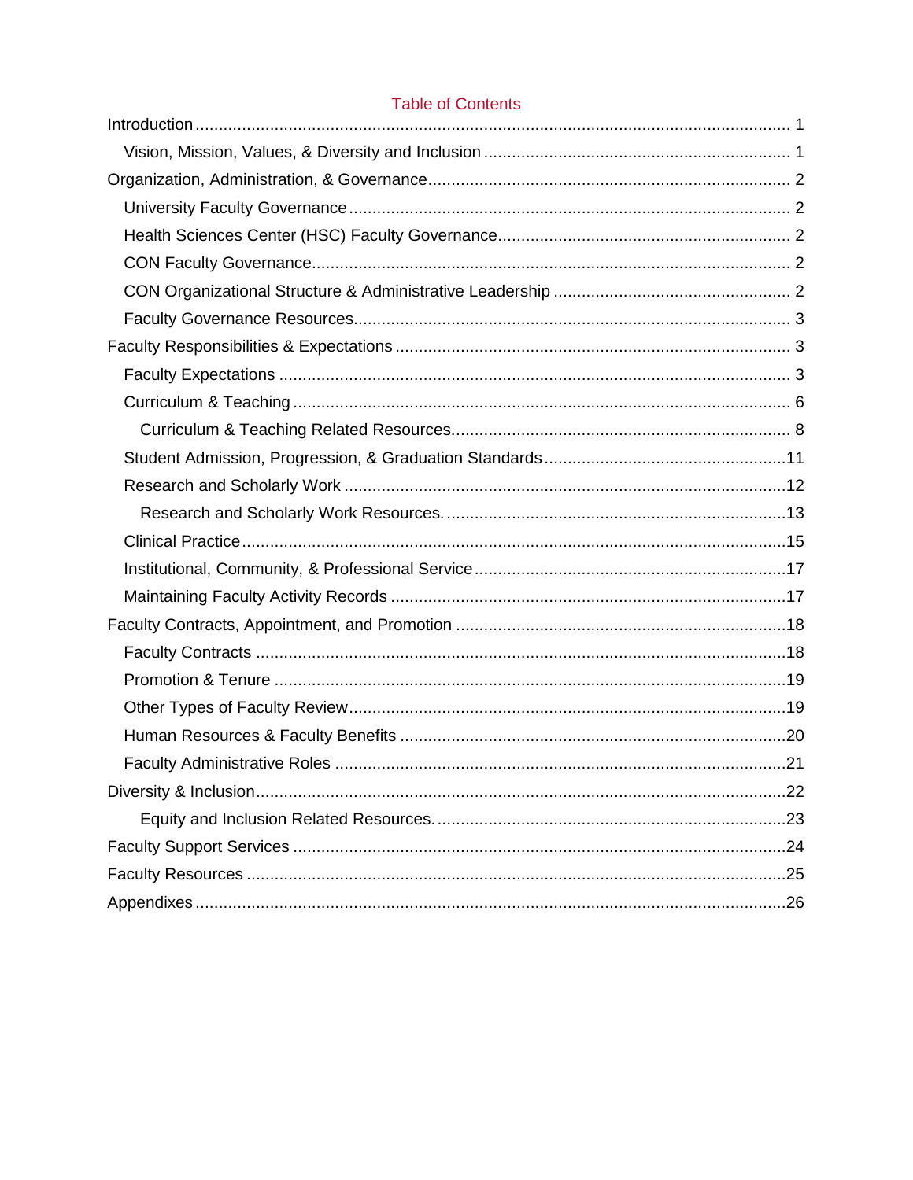## Table of Contents

- Introduction ... 1
  - Vision, Mission, Values, & Diversity and Inclusion ... 1
- Organization, Administration, & Governance ... 2
  - University Faculty Governance ... 2
  - Health Sciences Center (HSC) Faculty Governance ... 2
  - CON Faculty Governance ... 2
  - CON Organizational Structure & Administrative Leadership ... 2
  - Faculty Governance Resources ... 3
- Faculty Responsibilities & Expectations ... 3
  - Faculty Expectations ... 3
  - Curriculum & Teaching ... 6
    - Curriculum & Teaching Related Resources ... 8
  - Student Admission, Progression, & Graduation Standards ... 11
  - Research and Scholarly Work ... 12
    - Research and Scholarly Work Resources. ... 13
  - Clinical Practice ... 15
  - Institutional, Community, & Professional Service ... 17
  - Maintaining Faculty Activity Records ... 17
- Faculty Contracts, Appointment, and Promotion ... 18
  - Faculty Contracts ... 18
  - Promotion & Tenure ... 19
  - Other Types of Faculty Review ... 19
  - Human Resources & Faculty Benefits ... 20
  - Faculty Administrative Roles ... 21
- Diversity & Inclusion ... 22
    - Equity and Inclusion Related Resources. ... 23
- Faculty Support Services ... 24
- Faculty Resources ... 25
- Appendixes ... 26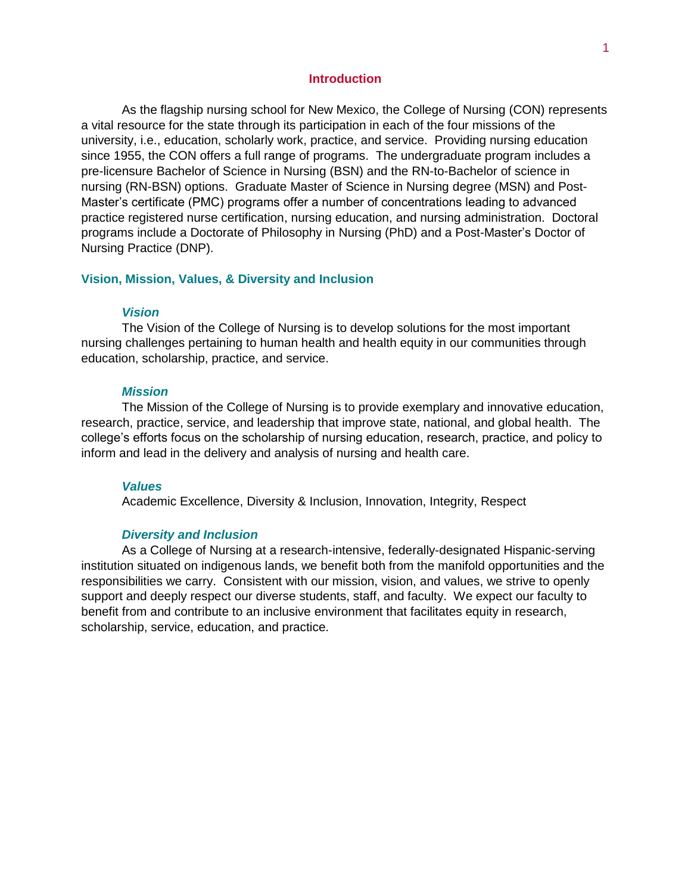# Introduction

As the flagship nursing school for New Mexico, the College of Nursing (CON) represents a vital resource for the state through its participation in each of the four missions of the university, i.e., education, scholarly work, practice, and service. Providing nursing education since 1955, the CON offers a full range of programs. The undergraduate program includes a pre-licensure Bachelor of Science in Nursing (BSN) and the RN-to-Bachelor of science in nursing (RN-BSN) options. Graduate Master of Science in Nursing degree (MSN) and Post-Master's certificate (PMC) programs offer a number of concentrations leading to advanced practice registered nurse certification, nursing education, and nursing administration. Doctoral programs include a Doctorate of Philosophy in Nursing (PhD) and a Post-Master's Doctor of Nursing Practice (DNP).

## Vision, Mission, Values, & Diversity and Inclusion

### *Vision*

The Vision of the College of Nursing is to develop solutions for the most important nursing challenges pertaining to human health and health equity in our communities through education, scholarship, practice, and service.

### *Mission*

The Mission of the College of Nursing is to provide exemplary and innovative education, research, practice, service, and leadership that improve state, national, and global health. The college's efforts focus on the scholarship of nursing education, research, practice, and policy to inform and lead in the delivery and analysis of nursing and health care.

### *Values*

Academic Excellence, Diversity & Inclusion, Innovation, Integrity, Respect

### *Diversity and Inclusion*

As a College of Nursing at a research-intensive, federally-designated Hispanic-serving institution situated on indigenous lands, we benefit both from the manifold opportunities and the responsibilities we carry. Consistent with our mission, vision, and values, we strive to openly support and deeply respect our diverse students, staff, and faculty. We expect our faculty to benefit from and contribute to an inclusive environment that facilitates equity in research, scholarship, service, education, and practice.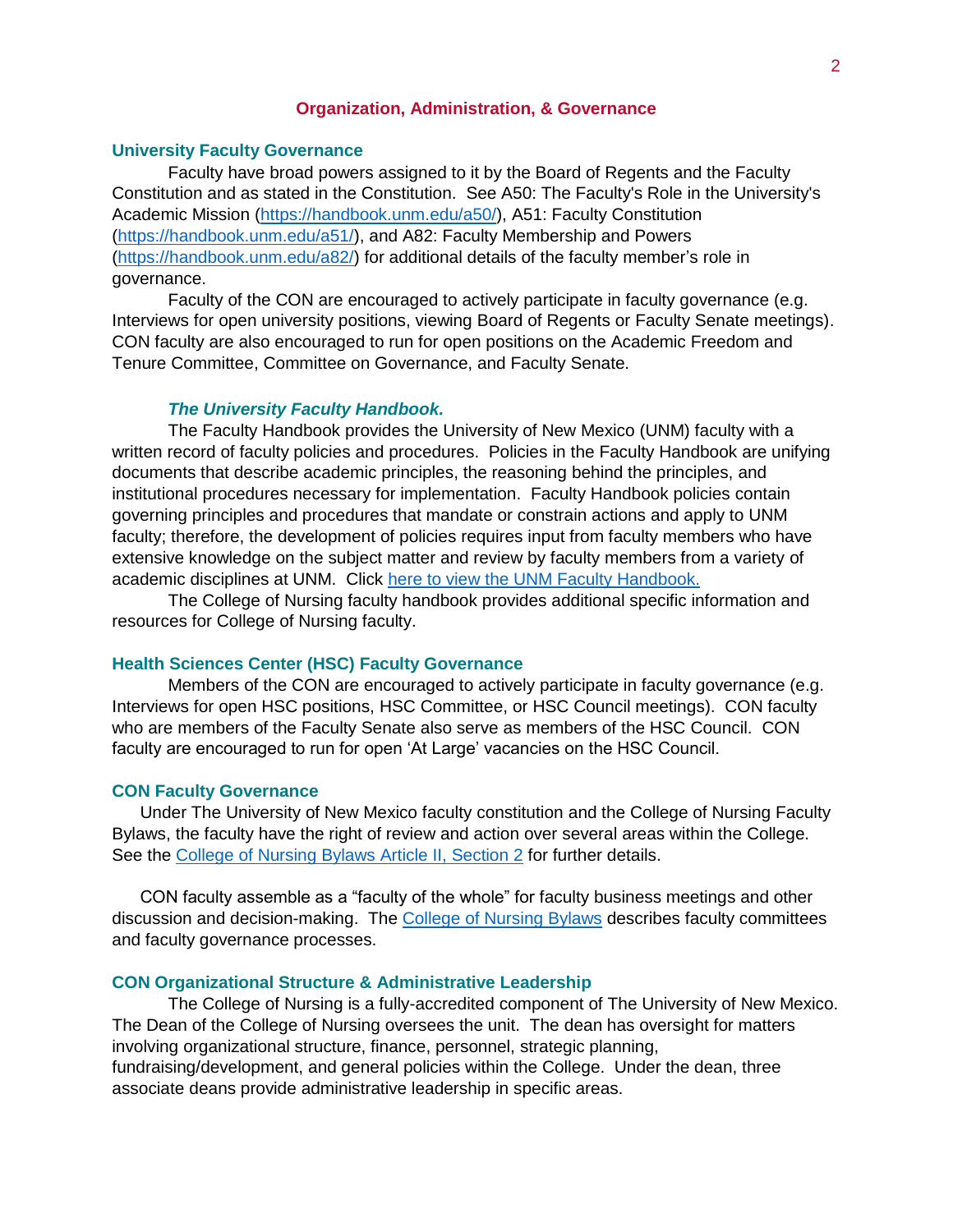# Organization, Administration, & Governance

## University Faculty Governance

Faculty have broad powers assigned to it by the Board of Regents and the Faculty Constitution and as stated in the Constitution. See A50: The Faculty's Role in the University's Academic Mission (https://handbook.unm.edu/a50/), A51: Faculty Constitution (https://handbook.unm.edu/a51/), and A82: Faculty Membership and Powers (https://handbook.unm.edu/a82/) for additional details of the faculty member's role in governance.

Faculty of the CON are encouraged to actively participate in faculty governance (e.g. Interviews for open university positions, viewing Board of Regents or Faculty Senate meetings). CON faculty are also encouraged to run for open positions on the Academic Freedom and Tenure Committee, Committee on Governance, and Faculty Senate.

### *The University Faculty Handbook.*

The Faculty Handbook provides the University of New Mexico (UNM) faculty with a written record of faculty policies and procedures. Policies in the Faculty Handbook are unifying documents that describe academic principles, the reasoning behind the principles, and institutional procedures necessary for implementation. Faculty Handbook policies contain governing principles and procedures that mandate or constrain actions and apply to UNM faculty; therefore, the development of policies requires input from faculty members who have extensive knowledge on the subject matter and review by faculty members from a variety of academic disciplines at UNM. Click here to view the UNM Faculty Handbook.

The College of Nursing faculty handbook provides additional specific information and resources for College of Nursing faculty.

## Health Sciences Center (HSC) Faculty Governance

Members of the CON are encouraged to actively participate in faculty governance (e.g. Interviews for open HSC positions, HSC Committee, or HSC Council meetings). CON faculty who are members of the Faculty Senate also serve as members of the HSC Council. CON faculty are encouraged to run for open 'At Large' vacancies on the HSC Council.

## CON Faculty Governance

Under The University of New Mexico faculty constitution and the College of Nursing Faculty Bylaws, the faculty have the right of review and action over several areas within the College. See the College of Nursing Bylaws Article II, Section 2 for further details.

CON faculty assemble as a "faculty of the whole" for faculty business meetings and other discussion and decision-making. The College of Nursing Bylaws describes faculty committees and faculty governance processes.

## CON Organizational Structure & Administrative Leadership

The College of Nursing is a fully-accredited component of The University of New Mexico. The Dean of the College of Nursing oversees the unit. The dean has oversight for matters involving organizational structure, finance, personnel, strategic planning, fundraising/development, and general policies within the College. Under the dean, three associate deans provide administrative leadership in specific areas.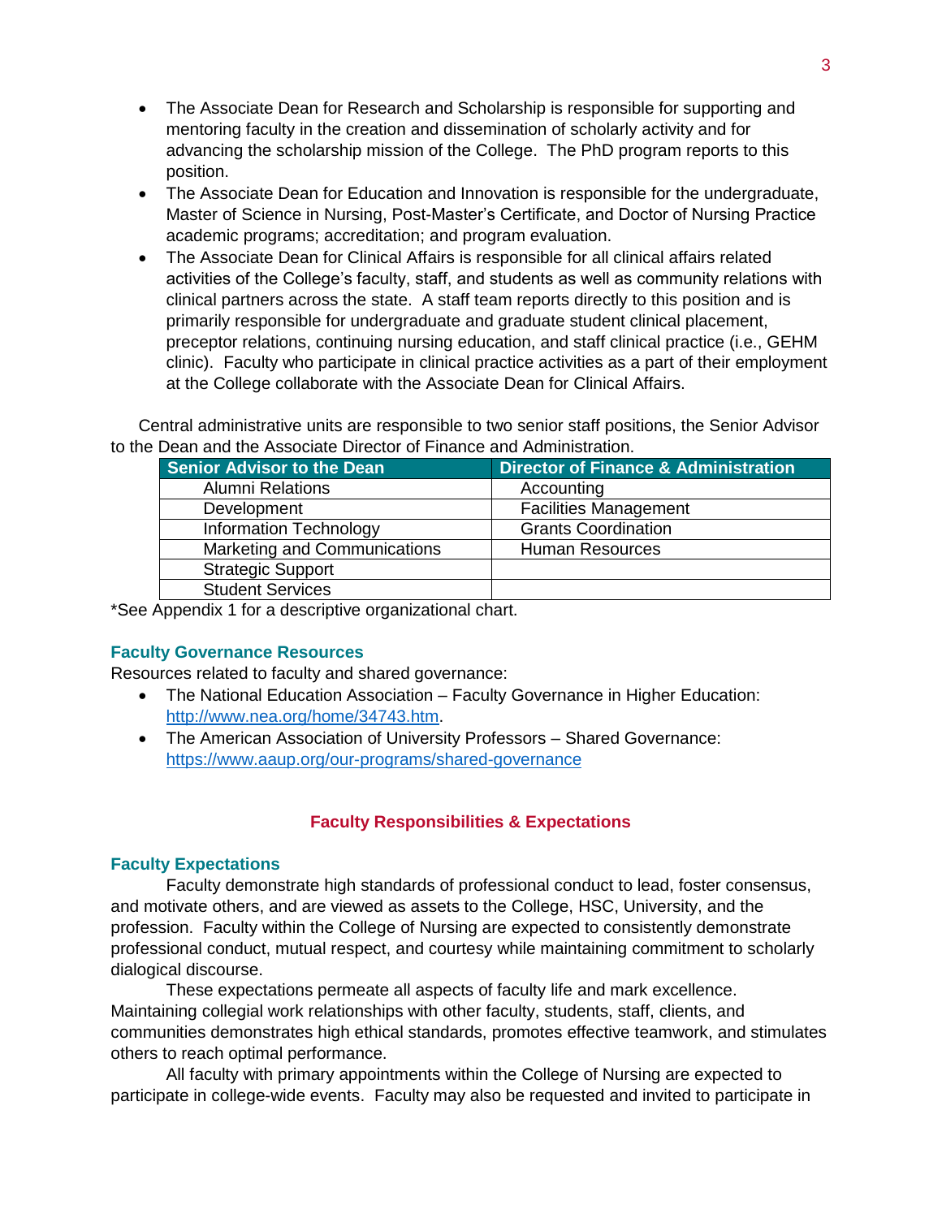- The Associate Dean for Research and Scholarship is responsible for supporting and mentoring faculty in the creation and dissemination of scholarly activity and for advancing the scholarship mission of the College. The PhD program reports to this position.
- The Associate Dean for Education and Innovation is responsible for the undergraduate, Master of Science in Nursing, Post-Master's Certificate, and Doctor of Nursing Practice academic programs; accreditation; and program evaluation.
- The Associate Dean for Clinical Affairs is responsible for all clinical affairs related activities of the College's faculty, staff, and students as well as community relations with clinical partners across the state. A staff team reports directly to this position and is primarily responsible for undergraduate and graduate student clinical placement, preceptor relations, continuing nursing education, and staff clinical practice (i.e., GEHM clinic). Faculty who participate in clinical practice activities as a part of their employment at the College collaborate with the Associate Dean for Clinical Affairs.

Central administrative units are responsible to two senior staff positions, the Senior Advisor to the Dean and the Associate Director of Finance and Administration.

| Senior Advisor to the Dean | Director of Finance & Administration |
|---|---|
| Alumni Relations | Accounting |
| Development | Facilities Management |
| Information Technology | Grants Coordination |
| Marketing and Communications | Human Resources |
| Strategic Support | |
| Student Services | |

*See Appendix 1 for a descriptive organizational chart.

### Faculty Governance Resources

Resources related to faculty and shared governance:

- The National Education Association – Faculty Governance in Higher Education: http://www.nea.org/home/34743.htm.
- The American Association of University Professors – Shared Governance: https://www.aaup.org/our-programs/shared-governance

## Faculty Responsibilities & Expectations

### Faculty Expectations

Faculty demonstrate high standards of professional conduct to lead, foster consensus, and motivate others, and are viewed as assets to the College, HSC, University, and the profession. Faculty within the College of Nursing are expected to consistently demonstrate professional conduct, mutual respect, and courtesy while maintaining commitment to scholarly dialogical discourse.

These expectations permeate all aspects of faculty life and mark excellence. Maintaining collegial work relationships with other faculty, students, staff, clients, and communities demonstrates high ethical standards, promotes effective teamwork, and stimulates others to reach optimal performance.

All faculty with primary appointments within the College of Nursing are expected to participate in college-wide events. Faculty may also be requested and invited to participate in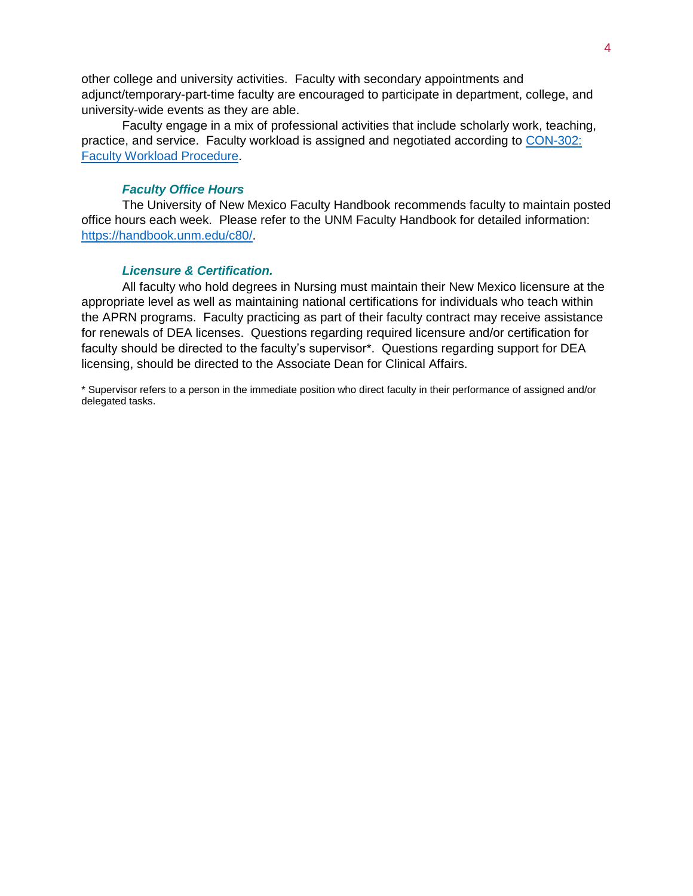other college and university activities. Faculty with secondary appointments and adjunct/temporary-part-time faculty are encouraged to participate in department, college, and university-wide events as they are able.

Faculty engage in a mix of professional activities that include scholarly work, teaching, practice, and service. Faculty workload is assigned and negotiated according to [CON-302: Faculty Workload Procedure](#).

#### *Faculty Office Hours*

The University of New Mexico Faculty Handbook recommends faculty to maintain posted office hours each week. Please refer to the UNM Faculty Handbook for detailed information: [https://handbook.unm.edu/c80/](https://handbook.unm.edu/c80/).

#### *Licensure & Certification.*

All faculty who hold degrees in Nursing must maintain their New Mexico licensure at the appropriate level as well as maintaining national certifications for individuals who teach within the APRN programs. Faculty practicing as part of their faculty contract may receive assistance for renewals of DEA licenses. Questions regarding required licensure and/or certification for faculty should be directed to the faculty's supervisor*. Questions regarding support for DEA licensing, should be directed to the Associate Dean for Clinical Affairs.

\* Supervisor refers to a person in the immediate position who direct faculty in their performance of assigned and/or delegated tasks.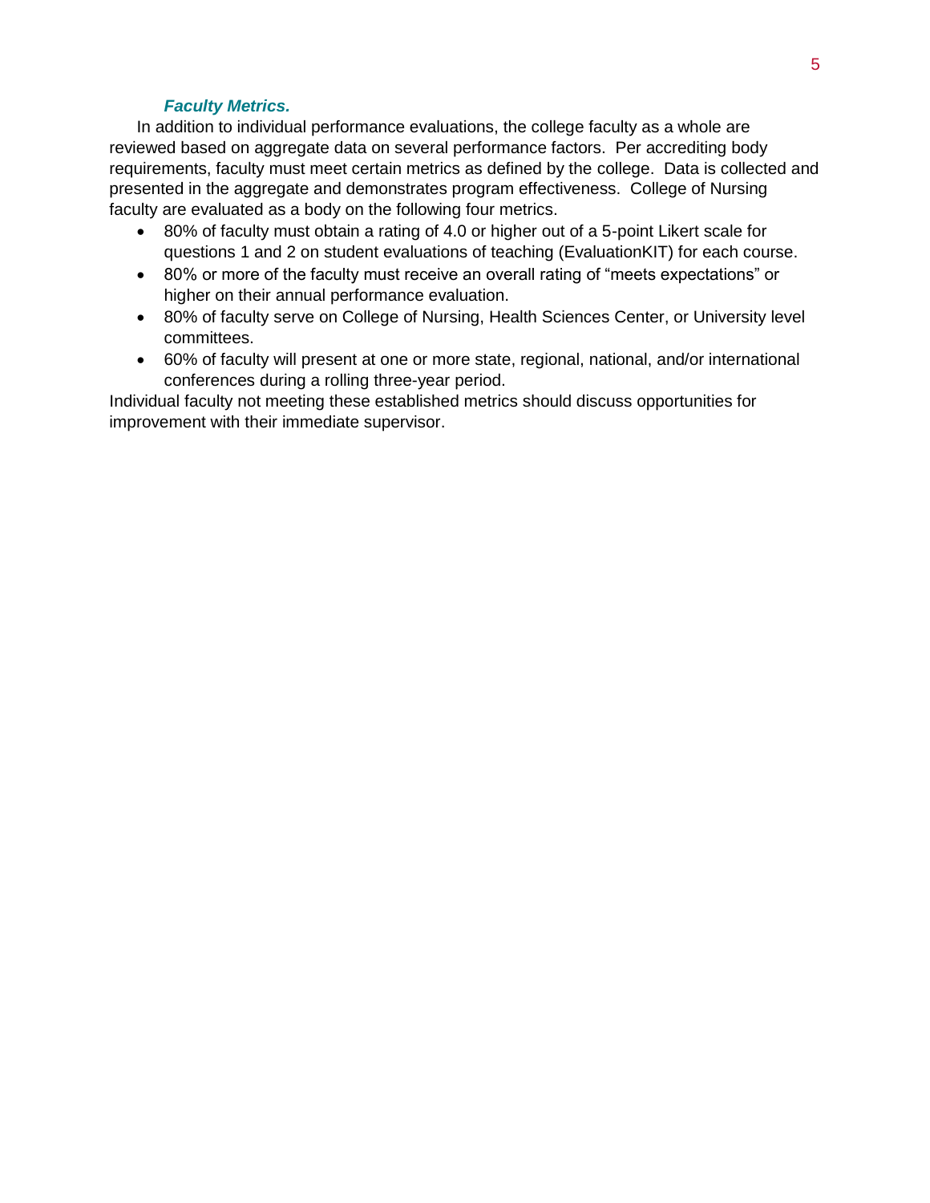***Faculty Metrics.***

In addition to individual performance evaluations, the college faculty as a whole are reviewed based on aggregate data on several performance factors. Per accrediting body requirements, faculty must meet certain metrics as defined by the college. Data is collected and presented in the aggregate and demonstrates program effectiveness. College of Nursing faculty are evaluated as a body on the following four metrics.

- 80% of faculty must obtain a rating of 4.0 or higher out of a 5-point Likert scale for questions 1 and 2 on student evaluations of teaching (EvaluationKIT) for each course.
- 80% or more of the faculty must receive an overall rating of "meets expectations" or higher on their annual performance evaluation.
- 80% of faculty serve on College of Nursing, Health Sciences Center, or University level committees.
- 60% of faculty will present at one or more state, regional, national, and/or international conferences during a rolling three-year period.

Individual faculty not meeting these established metrics should discuss opportunities for improvement with their immediate supervisor.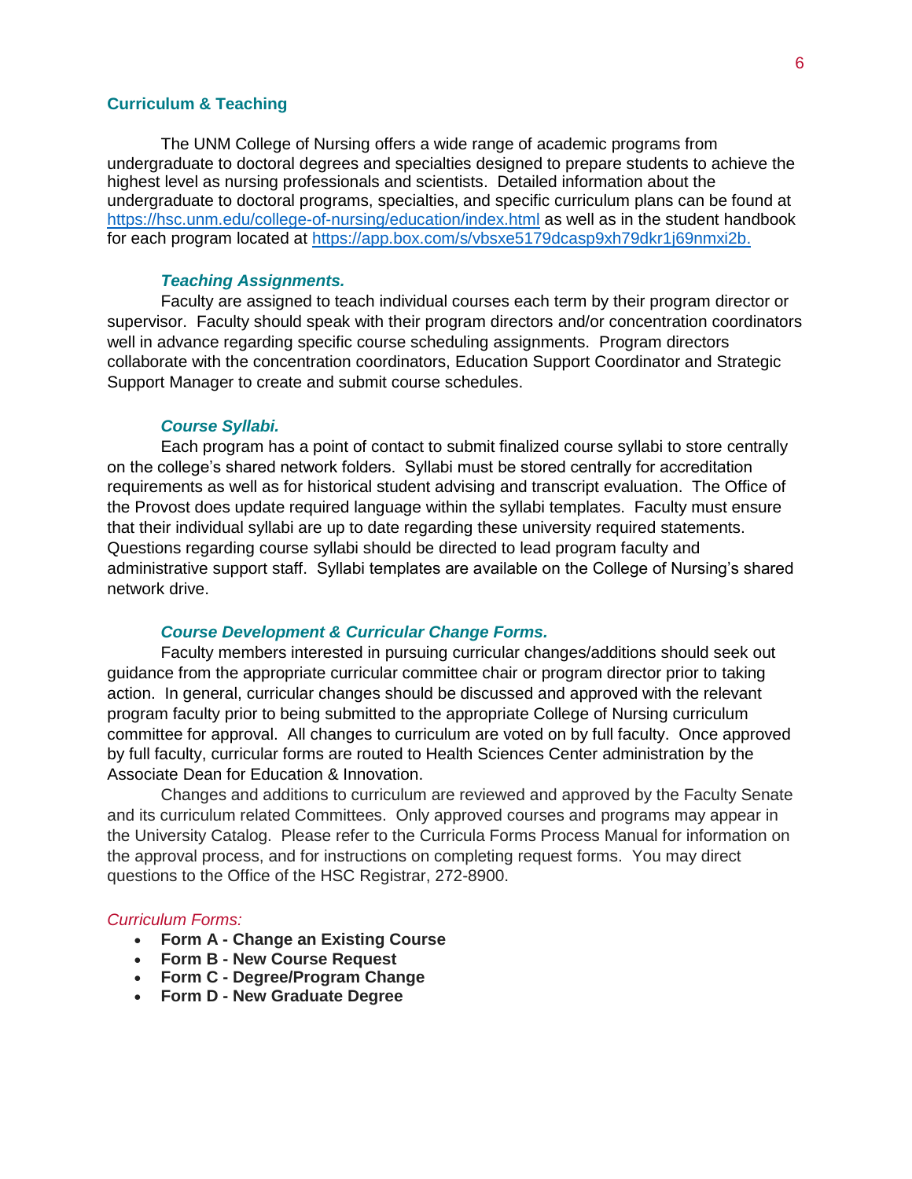## Curriculum & Teaching

The UNM College of Nursing offers a wide range of academic programs from undergraduate to doctoral degrees and specialties designed to prepare students to achieve the highest level as nursing professionals and scientists. Detailed information about the undergraduate to doctoral programs, specialties, and specific curriculum plans can be found at https://hsc.unm.edu/college-of-nursing/education/index.html as well as in the student handbook for each program located at https://app.box.com/s/vbsxe5179dcasp9xh79dkr1j69nmxi2b.

### *Teaching Assignments.*

Faculty are assigned to teach individual courses each term by their program director or supervisor. Faculty should speak with their program directors and/or concentration coordinators well in advance regarding specific course scheduling assignments. Program directors collaborate with the concentration coordinators, Education Support Coordinator and Strategic Support Manager to create and submit course schedules.

### *Course Syllabi.*

Each program has a point of contact to submit finalized course syllabi to store centrally on the college's shared network folders. Syllabi must be stored centrally for accreditation requirements as well as for historical student advising and transcript evaluation. The Office of the Provost does update required language within the syllabi templates. Faculty must ensure that their individual syllabi are up to date regarding these university required statements. Questions regarding course syllabi should be directed to lead program faculty and administrative support staff. Syllabi templates are available on the College of Nursing's shared network drive.

### *Course Development & Curricular Change Forms.*

Faculty members interested in pursuing curricular changes/additions should seek out guidance from the appropriate curricular committee chair or program director prior to taking action. In general, curricular changes should be discussed and approved with the relevant program faculty prior to being submitted to the appropriate College of Nursing curriculum committee for approval. All changes to curriculum are voted on by full faculty. Once approved by full faculty, curricular forms are routed to Health Sciences Center administration by the Associate Dean for Education & Innovation.

Changes and additions to curriculum are reviewed and approved by the Faculty Senate and its curriculum related Committees. Only approved courses and programs may appear in the University Catalog. Please refer to the Curricula Forms Process Manual for information on the approval process, and for instructions on completing request forms. You may direct questions to the Office of the HSC Registrar, 272-8900.

*Curriculum Forms:*

- **Form A - Change an Existing Course**
- **Form B - New Course Request**
- **Form C - Degree/Program Change**
- **Form D - New Graduate Degree**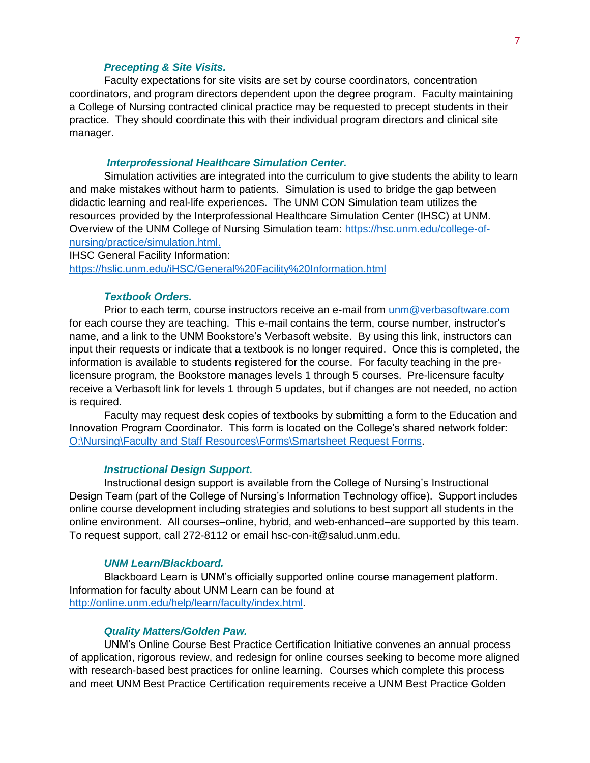***Precepting & Site Visits.***

Faculty expectations for site visits are set by course coordinators, concentration coordinators, and program directors dependent upon the degree program. Faculty maintaining a College of Nursing contracted clinical practice may be requested to precept students in their practice. They should coordinate this with their individual program directors and clinical site manager.

***Interprofessional Healthcare Simulation Center.***

Simulation activities are integrated into the curriculum to give students the ability to learn and make mistakes without harm to patients. Simulation is used to bridge the gap between didactic learning and real-life experiences. The UNM CON Simulation team utilizes the resources provided by the Interprofessional Healthcare Simulation Center (IHSC) at UNM. Overview of the UNM College of Nursing Simulation team: [https://hsc.unm.edu/college-of-nursing/practice/simulation.html.](https://hsc.unm.edu/college-of-nursing/practice/simulation.html)
IHSC General Facility Information:
[https://hslic.unm.edu/iHSC/General%20Facility%20Information.html](https://hslic.unm.edu/iHSC/General%20Facility%20Information.html)

***Textbook Orders.***

Prior to each term, course instructors receive an e-mail from [unm@verbasoftware.com](mailto:unm@verbasoftware.com) for each course they are teaching. This e-mail contains the term, course number, instructor's name, and a link to the UNM Bookstore's Verbasoft website. By using this link, instructors can input their requests or indicate that a textbook is no longer required. Once this is completed, the information is available to students registered for the course. For faculty teaching in the pre-licensure program, the Bookstore manages levels 1 through 5 courses. Pre-licensure faculty receive a Verbasoft link for levels 1 through 5 updates, but if changes are not needed, no action is required.

Faculty may request desk copies of textbooks by submitting a form to the Education and Innovation Program Coordinator. This form is located on the College's shared network folder: O:\Nursing\Faculty and Staff Resources\Forms\Smartsheet Request Forms.

***Instructional Design Support.***

Instructional design support is available from the College of Nursing's Instructional Design Team (part of the College of Nursing's Information Technology office). Support includes online course development including strategies and solutions to best support all students in the online environment. All courses–online, hybrid, and web-enhanced–are supported by this team. To request support, call 272-8112 or email hsc-con-it@salud.unm.edu.

***UNM Learn/Blackboard.***

Blackboard Learn is UNM's officially supported online course management platform. Information for faculty about UNM Learn can be found at [http://online.unm.edu/help/learn/faculty/index.html](http://online.unm.edu/help/learn/faculty/index.html).

***Quality Matters/Golden Paw.***

UNM's Online Course Best Practice Certification Initiative convenes an annual process of application, rigorous review, and redesign for online courses seeking to become more aligned with research-based best practices for online learning. Courses which complete this process and meet UNM Best Practice Certification requirements receive a UNM Best Practice Golden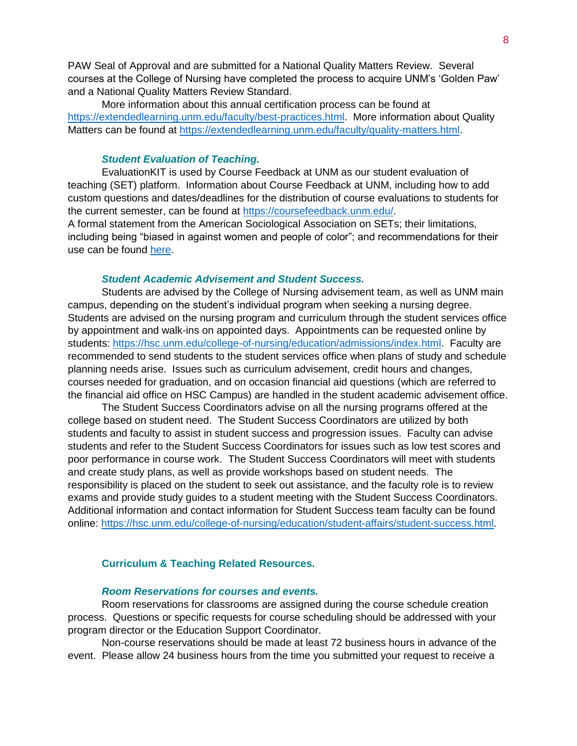PAW Seal of Approval and are submitted for a National Quality Matters Review. Several courses at the College of Nursing have completed the process to acquire UNM's 'Golden Paw' and a National Quality Matters Review Standard.

More information about this annual certification process can be found at [https://extendedlearning.unm.edu/faculty/best-practices.html](https://extendedlearning.unm.edu/faculty/best-practices.html). More information about Quality Matters can be found at [https://extendedlearning.unm.edu/faculty/quality-matters.html](https://extendedlearning.unm.edu/faculty/quality-matters.html).

#### *Student Evaluation of Teaching.*

EvaluationKIT is used by Course Feedback at UNM as our student evaluation of teaching (SET) platform. Information about Course Feedback at UNM, including how to add custom questions and dates/deadlines for the distribution of course evaluations to students for the current semester, can be found at [https://coursefeedback.unm.edu/](https://coursefeedback.unm.edu/).
A formal statement from the American Sociological Association on SETs; their limitations, including being "biased in against women and people of color"; and recommendations for their use can be found here.

#### *Student Academic Advisement and Student Success.*

Students are advised by the College of Nursing advisement team, as well as UNM main campus, depending on the student's individual program when seeking a nursing degree. Students are advised on the nursing program and curriculum through the student services office by appointment and walk-ins on appointed days. Appointments can be requested online by students: [https://hsc.unm.edu/college-of-nursing/education/admissions/index.html](https://hsc.unm.edu/college-of-nursing/education/admissions/index.html). Faculty are recommended to send students to the student services office when plans of study and schedule planning needs arise. Issues such as curriculum advisement, credit hours and changes, courses needed for graduation, and on occasion financial aid questions (which are referred to the financial aid office on HSC Campus) are handled in the student academic advisement office.

The Student Success Coordinators advise on all the nursing programs offered at the college based on student need. The Student Success Coordinators are utilized by both students and faculty to assist in student success and progression issues. Faculty can advise students and refer to the Student Success Coordinators for issues such as low test scores and poor performance in course work. The Student Success Coordinators will meet with students and create study plans, as well as provide workshops based on student needs. The responsibility is placed on the student to seek out assistance, and the faculty role is to review exams and provide study guides to a student meeting with the Student Success Coordinators. Additional information and contact information for Student Success team faculty can be found online: [https://hsc.unm.edu/college-of-nursing/education/student-affairs/student-success.html](https://hsc.unm.edu/college-of-nursing/education/student-affairs/student-success.html).

### Curriculum & Teaching Related Resources.

#### *Room Reservations for courses and events.*

Room reservations for classrooms are assigned during the course schedule creation process. Questions or specific requests for course scheduling should be addressed with your program director or the Education Support Coordinator.

Non-course reservations should be made at least 72 business hours in advance of the event. Please allow 24 business hours from the time you submitted your request to receive a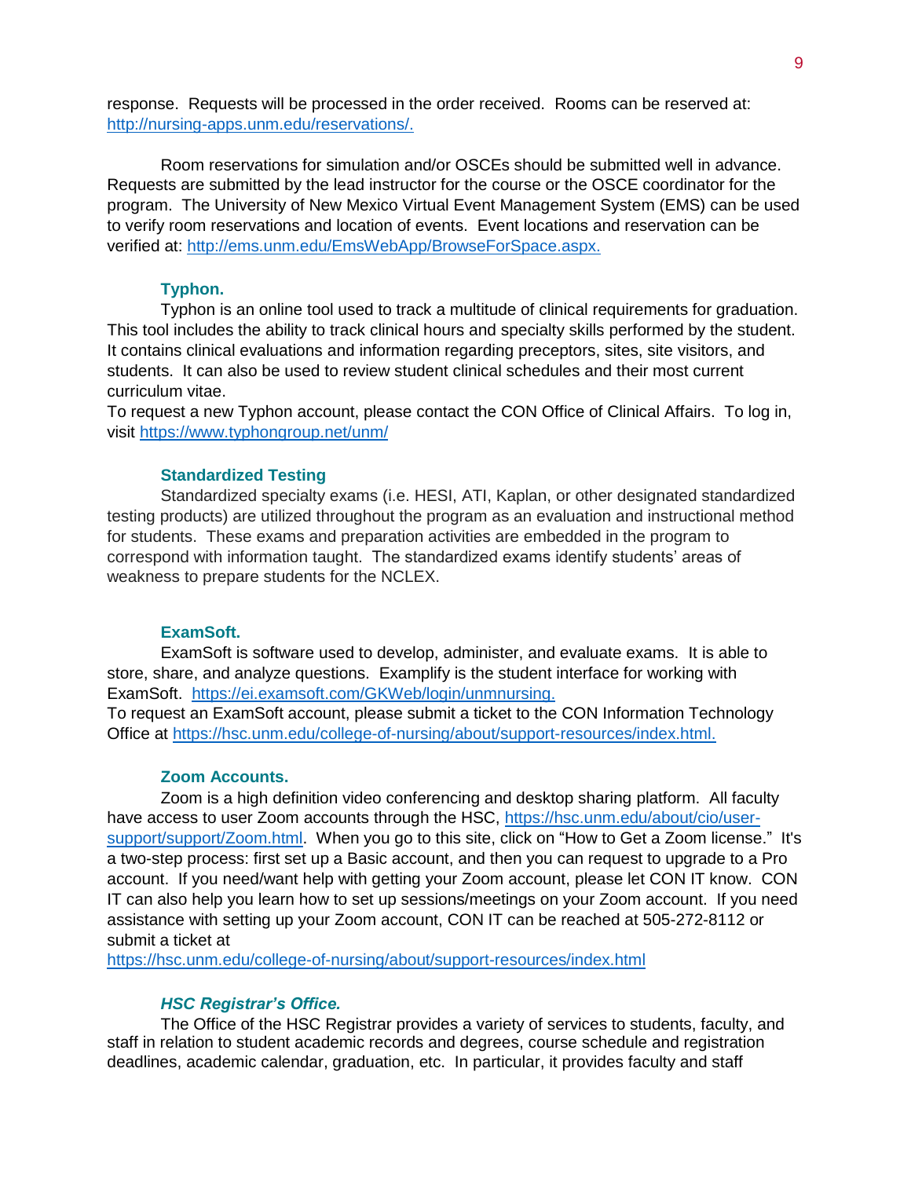response. Requests will be processed in the order received. Rooms can be reserved at: [http://nursing-apps.unm.edu/reservations/.](http://nursing-apps.unm.edu/reservations/)

Room reservations for simulation and/or OSCEs should be submitted well in advance. Requests are submitted by the lead instructor for the course or the OSCE coordinator for the program. The University of New Mexico Virtual Event Management System (EMS) can be used to verify room reservations and location of events. Event locations and reservation can be verified at: [http://ems.unm.edu/EmsWebApp/BrowseForSpace.aspx.](http://ems.unm.edu/EmsWebApp/BrowseForSpace.aspx)

### Typhon.

Typhon is an online tool used to track a multitude of clinical requirements for graduation. This tool includes the ability to track clinical hours and specialty skills performed by the student. It contains clinical evaluations and information regarding preceptors, sites, site visitors, and students. It can also be used to review student clinical schedules and their most current curriculum vitae.

To request a new Typhon account, please contact the CON Office of Clinical Affairs. To log in, visit [https://www.typhongroup.net/unm/](https://www.typhongroup.net/unm/)

### Standardized Testing

Standardized specialty exams (i.e. HESI, ATI, Kaplan, or other designated standardized testing products) are utilized throughout the program as an evaluation and instructional method for students. These exams and preparation activities are embedded in the program to correspond with information taught. The standardized exams identify students' areas of weakness to prepare students for the NCLEX.

### ExamSoft.

ExamSoft is software used to develop, administer, and evaluate exams. It is able to store, share, and analyze questions. Examplify is the student interface for working with ExamSoft. [https://ei.examsoft.com/GKWeb/login/unmnursing.](https://ei.examsoft.com/GKWeb/login/unmnursing)

To request an ExamSoft account, please submit a ticket to the CON Information Technology Office at [https://hsc.unm.edu/college-of-nursing/about/support-resources/index.html.](https://hsc.unm.edu/college-of-nursing/about/support-resources/index.html)

### Zoom Accounts.

Zoom is a high definition video conferencing and desktop sharing platform. All faculty have access to user Zoom accounts through the HSC, [https://hsc.unm.edu/about/cio/user-support/support/Zoom.html](https://hsc.unm.edu/about/cio/user-support/support/Zoom.html). When you go to this site, click on "How to Get a Zoom license." It's a two-step process: first set up a Basic account, and then you can request to upgrade to a Pro account. If you need/want help with getting your Zoom account, please let CON IT know. CON IT can also help you learn how to set up sessions/meetings on your Zoom account. If you need assistance with setting up your Zoom account, CON IT can be reached at 505-272-8112 or submit a ticket at [https://hsc.unm.edu/college-of-nursing/about/support-resources/index.html](https://hsc.unm.edu/college-of-nursing/about/support-resources/index.html)

### *HSC Registrar's Office.*

The Office of the HSC Registrar provides a variety of services to students, faculty, and staff in relation to student academic records and degrees, course schedule and registration deadlines, academic calendar, graduation, etc. In particular, it provides faculty and staff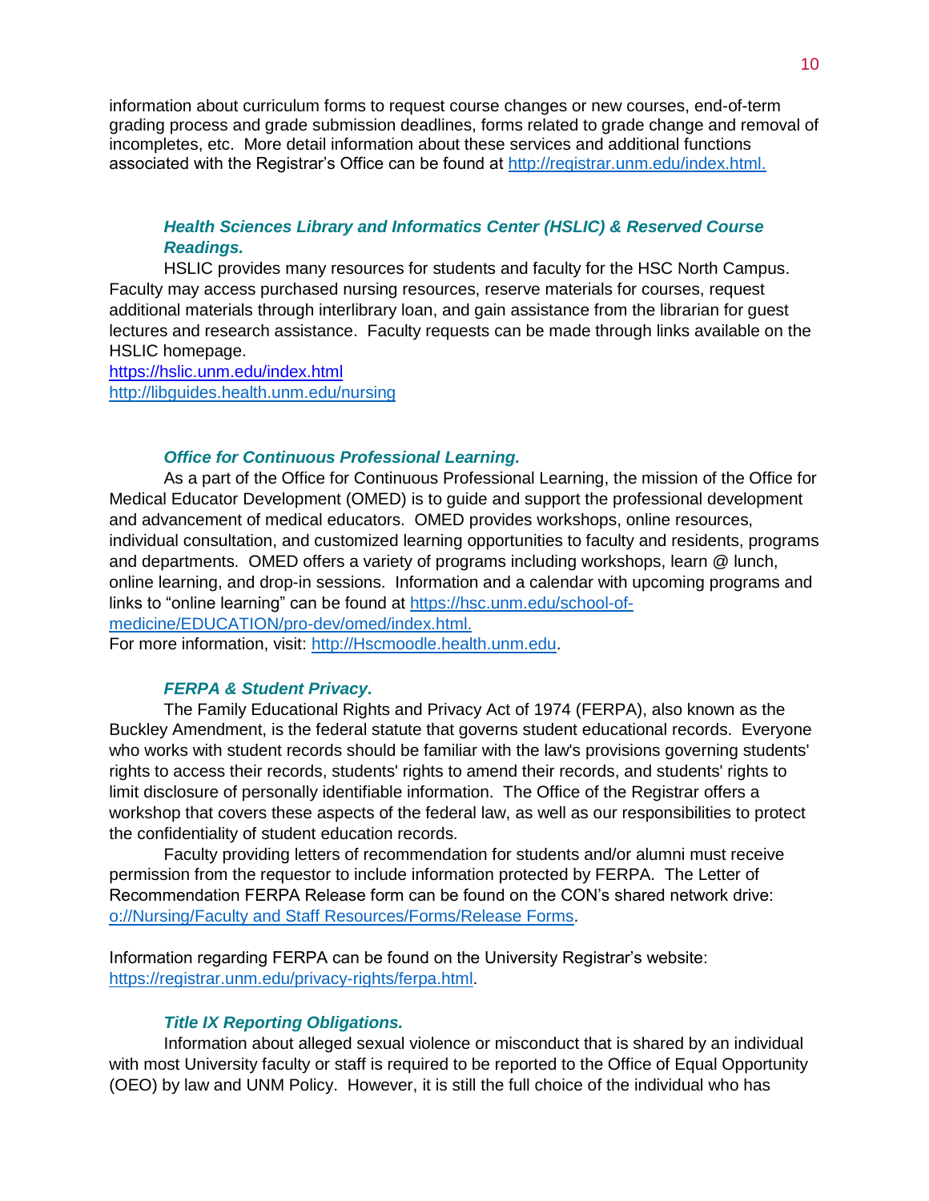information about curriculum forms to request course changes or new courses, end-of-term grading process and grade submission deadlines, forms related to grade change and removal of incompletes, etc. More detail information about these services and additional functions associated with the Registrar's Office can be found at [http://registrar.unm.edu/index.html.](http://registrar.unm.edu/index.html)

### *Health Sciences Library and Informatics Center (HSLIC) & Reserved Course Readings.*

HSLIC provides many resources for students and faculty for the HSC North Campus. Faculty may access purchased nursing resources, reserve materials for courses, request additional materials through interlibrary loan, and gain assistance from the librarian for guest lectures and research assistance. Faculty requests can be made through links available on the HSLIC homepage.
[https://hslic.unm.edu/index.html](https://hslic.unm.edu/index.html)
[http://libguides.health.unm.edu/nursing](http://libguides.health.unm.edu/nursing)

### *Office for Continuous Professional Learning.*

As a part of the Office for Continuous Professional Learning, the mission of the Office for Medical Educator Development (OMED) is to guide and support the professional development and advancement of medical educators. OMED provides workshops, online resources, individual consultation, and customized learning opportunities to faculty and residents, programs and departments. OMED offers a variety of programs including workshops, learn @ lunch, online learning, and drop-in sessions. Information and a calendar with upcoming programs and links to "online learning" can be found at [https://hsc.unm.edu/school-of-medicine/EDUCATION/pro-dev/omed/index.html.](https://hsc.unm.edu/school-of-medicine/EDUCATION/pro-dev/omed/index.html)
For more information, visit: [http://Hscmoodle.health.unm.edu](http://Hscmoodle.health.unm.edu).

### *FERPA & Student Privacy.*

The Family Educational Rights and Privacy Act of 1974 (FERPA), also known as the Buckley Amendment, is the federal statute that governs student educational records. Everyone who works with student records should be familiar with the law's provisions governing students' rights to access their records, students' rights to amend their records, and students' rights to limit disclosure of personally identifiable information. The Office of the Registrar offers a workshop that covers these aspects of the federal law, as well as our responsibilities to protect the confidentiality of student education records.

Faculty providing letters of recommendation for students and/or alumni must receive permission from the requestor to include information protected by FERPA. The Letter of Recommendation FERPA Release form can be found on the CON's shared network drive: o://Nursing/Faculty and Staff Resources/Forms/Release Forms.

Information regarding FERPA can be found on the University Registrar's website: [https://registrar.unm.edu/privacy-rights/ferpa.html](https://registrar.unm.edu/privacy-rights/ferpa.html).

### *Title IX Reporting Obligations.*

Information about alleged sexual violence or misconduct that is shared by an individual with most University faculty or staff is required to be reported to the Office of Equal Opportunity (OEO) by law and UNM Policy. However, it is still the full choice of the individual who has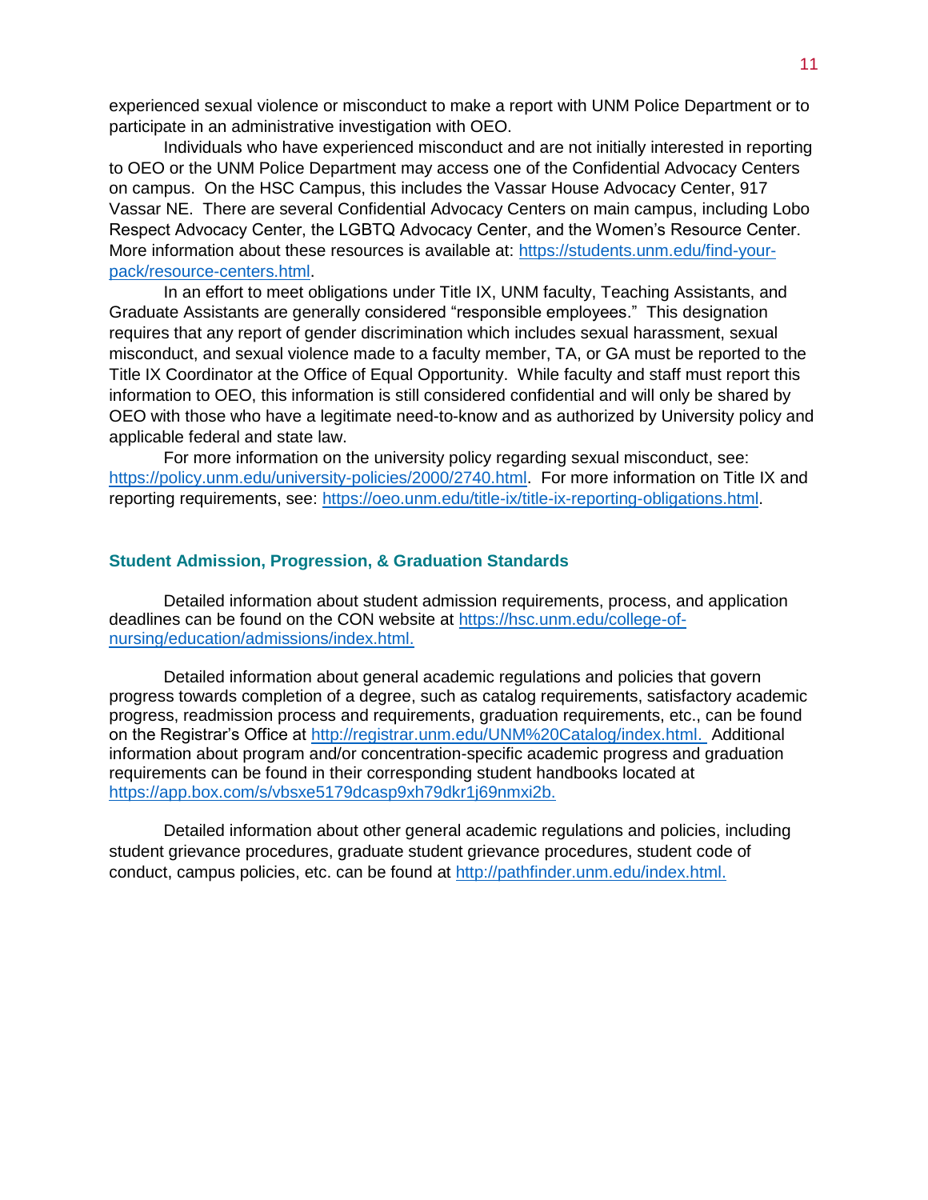experienced sexual violence or misconduct to make a report with UNM Police Department or to participate in an administrative investigation with OEO.

Individuals who have experienced misconduct and are not initially interested in reporting to OEO or the UNM Police Department may access one of the Confidential Advocacy Centers on campus. On the HSC Campus, this includes the Vassar House Advocacy Center, 917 Vassar NE. There are several Confidential Advocacy Centers on main campus, including Lobo Respect Advocacy Center, the LGBTQ Advocacy Center, and the Women's Resource Center. More information about these resources is available at: [https://students.unm.edu/find-your-pack/resource-centers.html](https://students.unm.edu/find-your-pack/resource-centers.html).

In an effort to meet obligations under Title IX, UNM faculty, Teaching Assistants, and Graduate Assistants are generally considered "responsible employees." This designation requires that any report of gender discrimination which includes sexual harassment, sexual misconduct, and sexual violence made to a faculty member, TA, or GA must be reported to the Title IX Coordinator at the Office of Equal Opportunity. While faculty and staff must report this information to OEO, this information is still considered confidential and will only be shared by OEO with those who have a legitimate need-to-know and as authorized by University policy and applicable federal and state law.

For more information on the university policy regarding sexual misconduct, see: [https://policy.unm.edu/university-policies/2000/2740.html](https://policy.unm.edu/university-policies/2000/2740.html). For more information on Title IX and reporting requirements, see: [https://oeo.unm.edu/title-ix/title-ix-reporting-obligations.html](https://oeo.unm.edu/title-ix/title-ix-reporting-obligations.html).

## Student Admission, Progression, & Graduation Standards

Detailed information about student admission requirements, process, and application deadlines can be found on the CON website at [https://hsc.unm.edu/college-of-nursing/education/admissions/index.html.](https://hsc.unm.edu/college-of-nursing/education/admissions/index.html)

Detailed information about general academic regulations and policies that govern progress towards completion of a degree, such as catalog requirements, satisfactory academic progress, readmission process and requirements, graduation requirements, etc., can be found on the Registrar's Office at [http://registrar.unm.edu/UNM%20Catalog/index.html.](http://registrar.unm.edu/UNM%20Catalog/index.html) Additional information about program and/or concentration-specific academic progress and graduation requirements can be found in their corresponding student handbooks located at [https://app.box.com/s/vbsxe5179dcasp9xh79dkr1j69nmxi2b.](https://app.box.com/s/vbsxe5179dcasp9xh79dkr1j69nmxi2b)

Detailed information about other general academic regulations and policies, including student grievance procedures, graduate student grievance procedures, student code of conduct, campus policies, etc. can be found at [http://pathfinder.unm.edu/index.html.](http://pathfinder.unm.edu/index.html)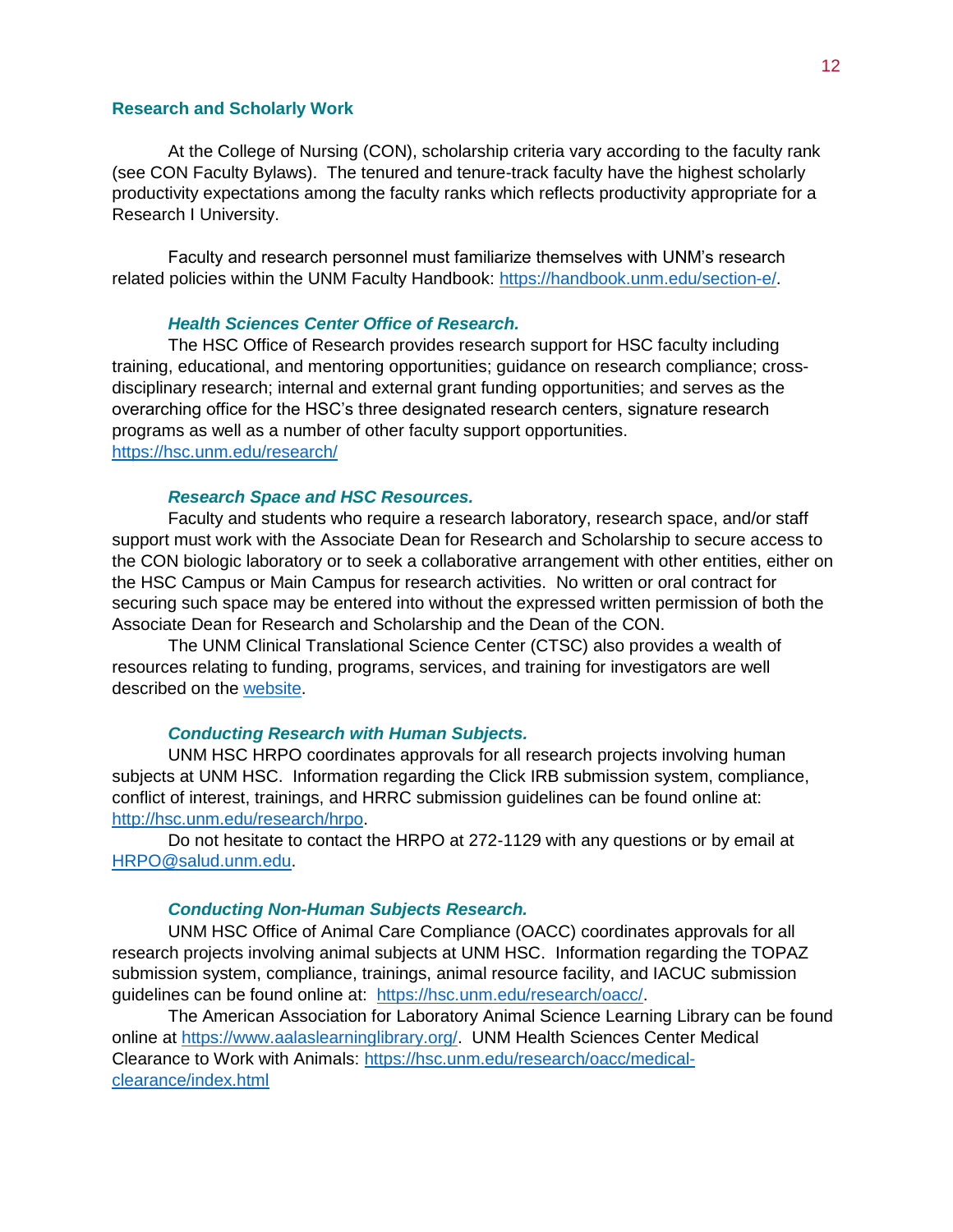## Research and Scholarly Work

At the College of Nursing (CON), scholarship criteria vary according to the faculty rank (see CON Faculty Bylaws). The tenured and tenure-track faculty have the highest scholarly productivity expectations among the faculty ranks which reflects productivity appropriate for a Research I University.

Faculty and research personnel must familiarize themselves with UNM's research related policies within the UNM Faculty Handbook: [https://handbook.unm.edu/section-e/](https://handbook.unm.edu/section-e/).

### *Health Sciences Center Office of Research.*

The HSC Office of Research provides research support for HSC faculty including training, educational, and mentoring opportunities; guidance on research compliance; cross-disciplinary research; internal and external grant funding opportunities; and serves as the overarching office for the HSC's three designated research centers, signature research programs as well as a number of other faculty support opportunities. [https://hsc.unm.edu/research/](https://hsc.unm.edu/research/)

### *Research Space and HSC Resources.*

Faculty and students who require a research laboratory, research space, and/or staff support must work with the Associate Dean for Research and Scholarship to secure access to the CON biologic laboratory or to seek a collaborative arrangement with other entities, either on the HSC Campus or Main Campus for research activities. No written or oral contract for securing such space may be entered into without the expressed written permission of both the Associate Dean for Research and Scholarship and the Dean of the CON.

The UNM Clinical Translational Science Center (CTSC) also provides a wealth of resources relating to funding, programs, services, and training for investigators are well described on the website.

### *Conducting Research with Human Subjects.*

UNM HSC HRPO coordinates approvals for all research projects involving human subjects at UNM HSC. Information regarding the Click IRB submission system, compliance, conflict of interest, trainings, and HRRC submission guidelines can be found online at: [http://hsc.unm.edu/research/hrpo](http://hsc.unm.edu/research/hrpo).

Do not hesitate to contact the HRPO at 272-1129 with any questions or by email at [HRPO@salud.unm.edu](mailto:HRPO@salud.unm.edu).

### *Conducting Non-Human Subjects Research.*

UNM HSC Office of Animal Care Compliance (OACC) coordinates approvals for all research projects involving animal subjects at UNM HSC. Information regarding the TOPAZ submission system, compliance, trainings, animal resource facility, and IACUC submission guidelines can be found online at: [https://hsc.unm.edu/research/oacc/](https://hsc.unm.edu/research/oacc/).

The American Association for Laboratory Animal Science Learning Library can be found online at [https://www.aalaslearninglibrary.org/](https://www.aalaslearninglibrary.org/). UNM Health Sciences Center Medical Clearance to Work with Animals: [https://hsc.unm.edu/research/oacc/medical-clearance/index.html](https://hsc.unm.edu/research/oacc/medical-clearance/index.html)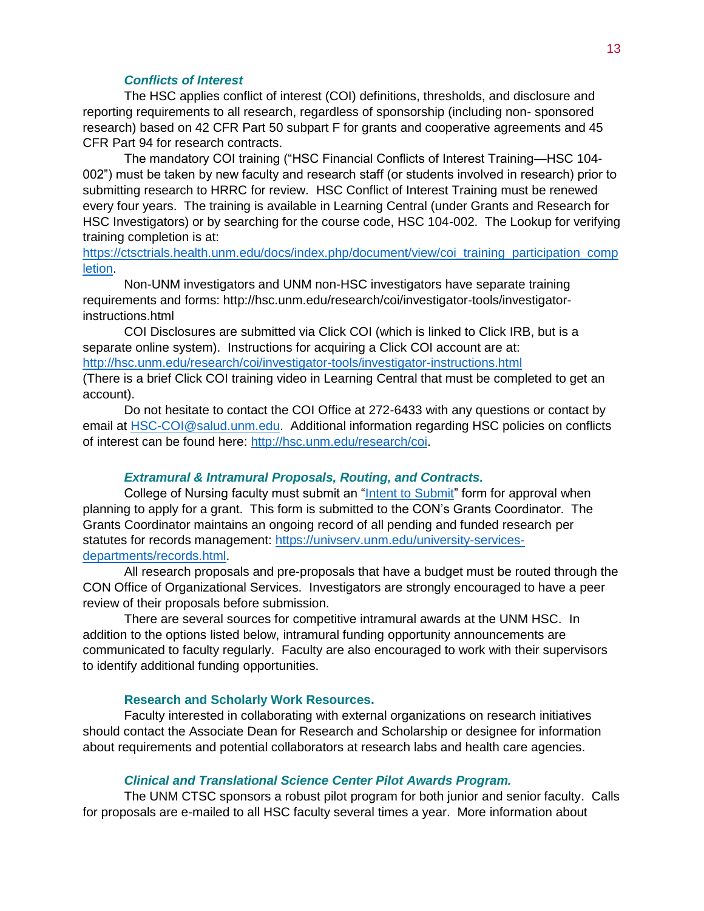### *Conflicts of Interest*

The HSC applies conflict of interest (COI) definitions, thresholds, and disclosure and reporting requirements to all research, regardless of sponsorship (including non- sponsored research) based on 42 CFR Part 50 subpart F for grants and cooperative agreements and 45 CFR Part 94 for research contracts.

The mandatory COI training ("HSC Financial Conflicts of Interest Training—HSC 104-002") must be taken by new faculty and research staff (or students involved in research) prior to submitting research to HRRC for review. HSC Conflict of Interest Training must be renewed every four years. The training is available in Learning Central (under Grants and Research for HSC Investigators) or by searching for the course code, HSC 104-002. The Lookup for verifying training completion is at: [https://ctsctrials.health.unm.edu/docs/index.php/document/view/coi_training_participation_completion](https://ctsctrials.health.unm.edu/docs/index.php/document/view/coi_training_participation_completion).

Non-UNM investigators and UNM non-HSC investigators have separate training requirements and forms: http://hsc.unm.edu/research/coi/investigator-tools/investigator-instructions.html

COI Disclosures are submitted via Click COI (which is linked to Click IRB, but is a separate online system). Instructions for acquiring a Click COI account are at: [http://hsc.unm.edu/research/coi/investigator-tools/investigator-instructions.html](http://hsc.unm.edu/research/coi/investigator-tools/investigator-instructions.html)
(There is a brief Click COI training video in Learning Central that must be completed to get an account).

Do not hesitate to contact the COI Office at 272-6433 with any questions or contact by email at [HSC-COI@salud.unm.edu](mailto:HSC-COI@salud.unm.edu). Additional information regarding HSC policies on conflicts of interest can be found here: [http://hsc.unm.edu/research/coi](http://hsc.unm.edu/research/coi).

### *Extramural & Intramural Proposals, Routing, and Contracts.*

College of Nursing faculty must submit an "Intent to Submit" form for approval when planning to apply for a grant. This form is submitted to the CON's Grants Coordinator. The Grants Coordinator maintains an ongoing record of all pending and funded research per statutes for records management: [https://univserv.unm.edu/university-services-departments/records.html](https://univserv.unm.edu/university-services-departments/records.html).

All research proposals and pre-proposals that have a budget must be routed through the CON Office of Organizational Services. Investigators are strongly encouraged to have a peer review of their proposals before submission.

There are several sources for competitive intramural awards at the UNM HSC. In addition to the options listed below, intramural funding opportunity announcements are communicated to faculty regularly. Faculty are also encouraged to work with their supervisors to identify additional funding opportunities.

### **Research and Scholarly Work Resources.**

Faculty interested in collaborating with external organizations on research initiatives should contact the Associate Dean for Research and Scholarship or designee for information about requirements and potential collaborators at research labs and health care agencies.

### *Clinical and Translational Science Center Pilot Awards Program.*

The UNM CTSC sponsors a robust pilot program for both junior and senior faculty. Calls for proposals are e-mailed to all HSC faculty several times a year. More information about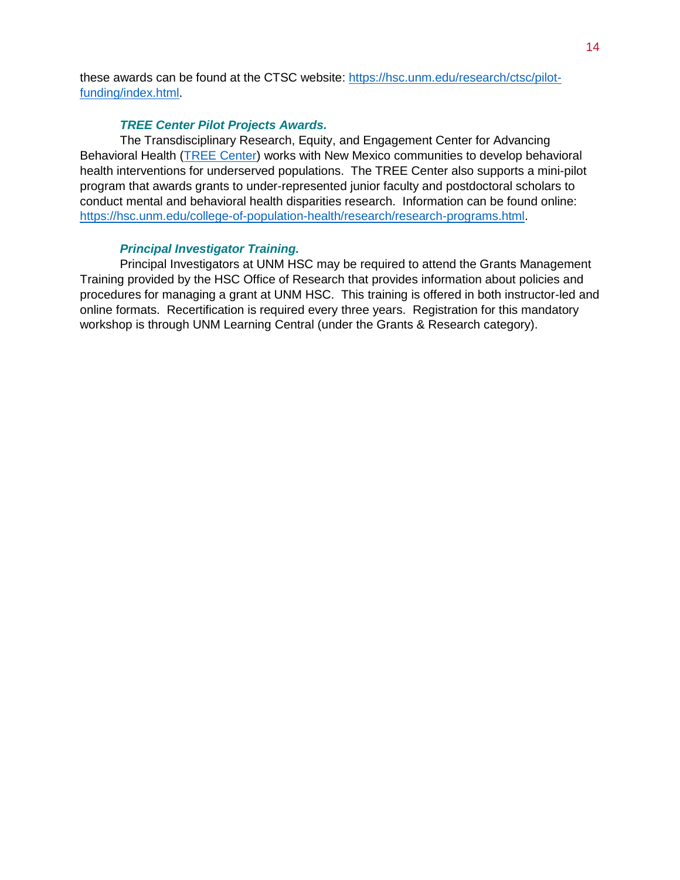these awards can be found at the CTSC website: [https://hsc.unm.edu/research/ctsc/pilot-funding/index.html](https://hsc.unm.edu/research/ctsc/pilot-funding/index.html).

***TREE Center Pilot Projects Awards.***

The Transdisciplinary Research, Equity, and Engagement Center for Advancing Behavioral Health (TREE Center) works with New Mexico communities to develop behavioral health interventions for underserved populations. The TREE Center also supports a mini-pilot program that awards grants to under-represented junior faculty and postdoctoral scholars to conduct mental and behavioral health disparities research. Information can be found online: [https://hsc.unm.edu/college-of-population-health/research/research-programs.html](https://hsc.unm.edu/college-of-population-health/research/research-programs.html).

***Principal Investigator Training.***

Principal Investigators at UNM HSC may be required to attend the Grants Management Training provided by the HSC Office of Research that provides information about policies and procedures for managing a grant at UNM HSC. This training is offered in both instructor-led and online formats. Recertification is required every three years. Registration for this mandatory workshop is through UNM Learning Central (under the Grants & Research category).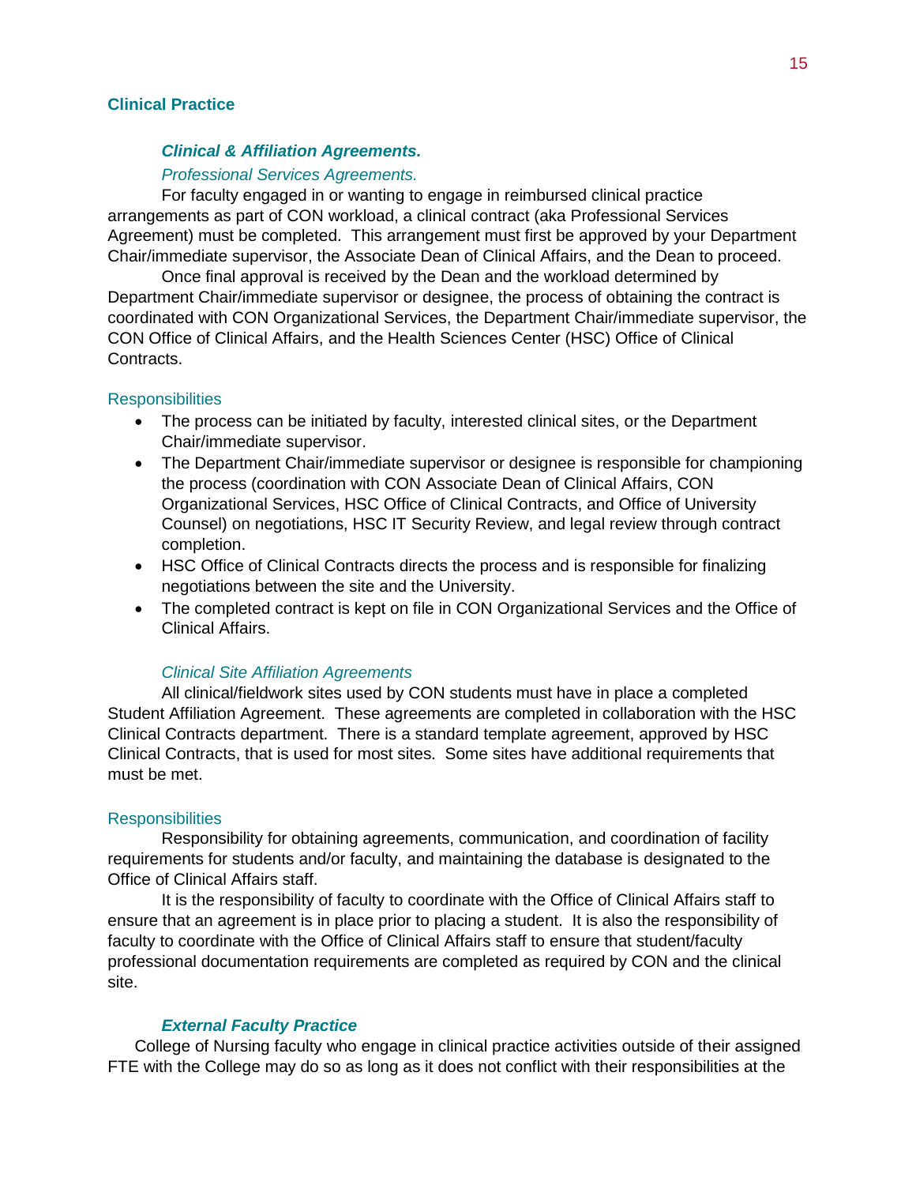## Clinical Practice

### ***Clinical & Affiliation Agreements.***

#### *Professional Services Agreements.*

For faculty engaged in or wanting to engage in reimbursed clinical practice arrangements as part of CON workload, a clinical contract (aka Professional Services Agreement) must be completed. This arrangement must first be approved by your Department Chair/immediate supervisor, the Associate Dean of Clinical Affairs, and the Dean to proceed.

Once final approval is received by the Dean and the workload determined by Department Chair/immediate supervisor or designee, the process of obtaining the contract is coordinated with CON Organizational Services, the Department Chair/immediate supervisor, the CON Office of Clinical Affairs, and the Health Sciences Center (HSC) Office of Clinical Contracts.

#### Responsibilities

- The process can be initiated by faculty, interested clinical sites, or the Department Chair/immediate supervisor.
- The Department Chair/immediate supervisor or designee is responsible for championing the process (coordination with CON Associate Dean of Clinical Affairs, CON Organizational Services, HSC Office of Clinical Contracts, and Office of University Counsel) on negotiations, HSC IT Security Review, and legal review through contract completion.
- HSC Office of Clinical Contracts directs the process and is responsible for finalizing negotiations between the site and the University.
- The completed contract is kept on file in CON Organizational Services and the Office of Clinical Affairs.

#### *Clinical Site Affiliation Agreements*

All clinical/fieldwork sites used by CON students must have in place a completed Student Affiliation Agreement. These agreements are completed in collaboration with the HSC Clinical Contracts department. There is a standard template agreement, approved by HSC Clinical Contracts, that is used for most sites. Some sites have additional requirements that must be met.

#### Responsibilities

Responsibility for obtaining agreements, communication, and coordination of facility requirements for students and/or faculty, and maintaining the database is designated to the Office of Clinical Affairs staff.

It is the responsibility of faculty to coordinate with the Office of Clinical Affairs staff to ensure that an agreement is in place prior to placing a student. It is also the responsibility of faculty to coordinate with the Office of Clinical Affairs staff to ensure that student/faculty professional documentation requirements are completed as required by CON and the clinical site.

### ***External Faculty Practice***

College of Nursing faculty who engage in clinical practice activities outside of their assigned FTE with the College may do so as long as it does not conflict with their responsibilities at the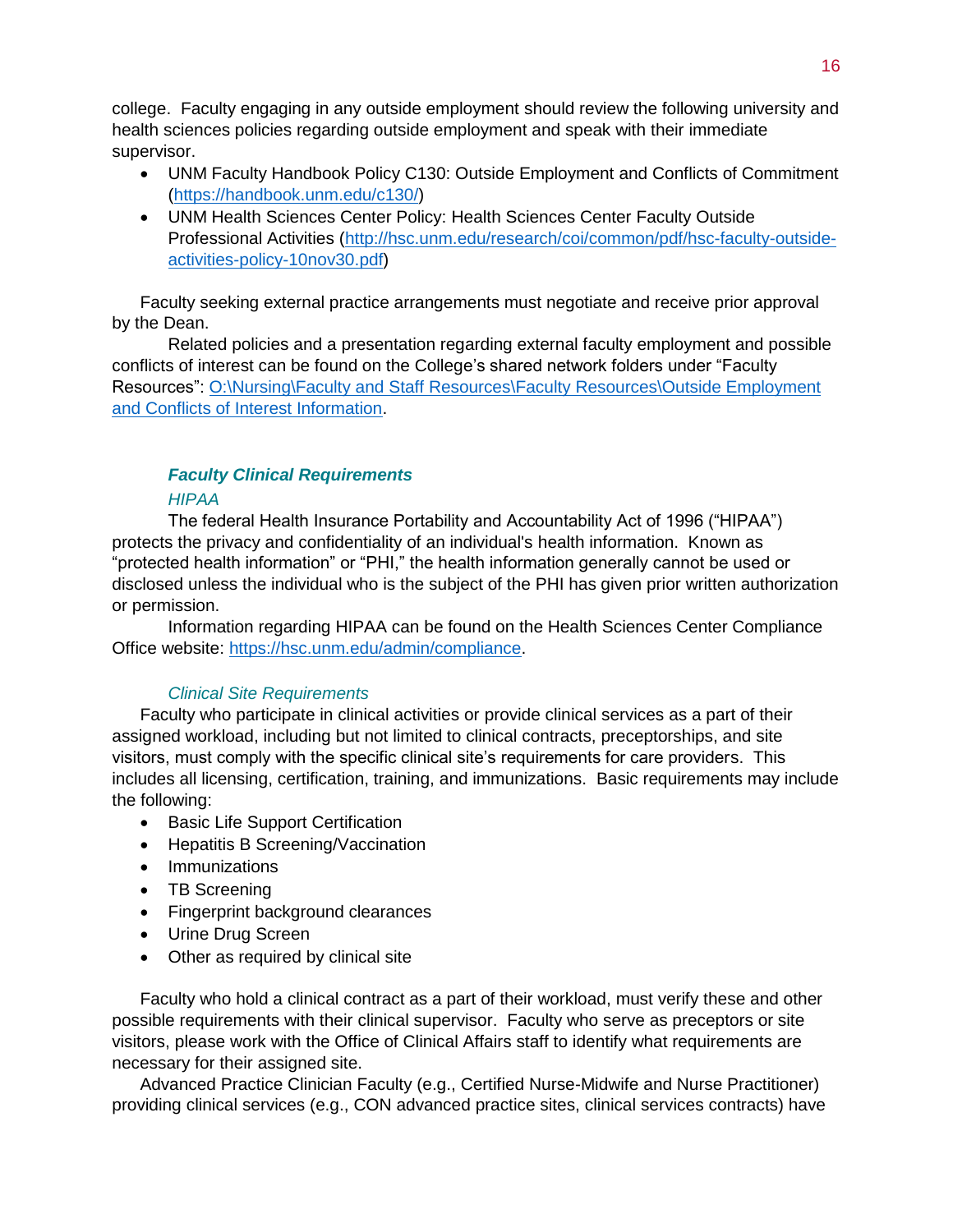college. Faculty engaging in any outside employment should review the following university and health sciences policies regarding outside employment and speak with their immediate supervisor.

- UNM Faculty Handbook Policy C130: Outside Employment and Conflicts of Commitment ([https://handbook.unm.edu/c130/](https://handbook.unm.edu/c130/))
- UNM Health Sciences Center Policy: Health Sciences Center Faculty Outside Professional Activities ([http://hsc.unm.edu/research/coi/common/pdf/hsc-faculty-outside-activities-policy-10nov30.pdf](http://hsc.unm.edu/research/coi/common/pdf/hsc-faculty-outside-activities-policy-10nov30.pdf))

Faculty seeking external practice arrangements must negotiate and receive prior approval by the Dean.

Related policies and a presentation regarding external faculty employment and possible conflicts of interest can be found on the College's shared network folders under "Faculty Resources": O:\Nursing\Faculty and Staff Resources\Faculty Resources\Outside Employment and Conflicts of Interest Information.

### *Faculty Clinical Requirements*

#### *HIPAA*

The federal Health Insurance Portability and Accountability Act of 1996 ("HIPAA") protects the privacy and confidentiality of an individual's health information. Known as "protected health information" or "PHI," the health information generally cannot be used or disclosed unless the individual who is the subject of the PHI has given prior written authorization or permission.

Information regarding HIPAA can be found on the Health Sciences Center Compliance Office website: [https://hsc.unm.edu/admin/compliance](https://hsc.unm.edu/admin/compliance).

#### *Clinical Site Requirements*

Faculty who participate in clinical activities or provide clinical services as a part of their assigned workload, including but not limited to clinical contracts, preceptorships, and site visitors, must comply with the specific clinical site's requirements for care providers. This includes all licensing, certification, training, and immunizations. Basic requirements may include the following:

- Basic Life Support Certification
- Hepatitis B Screening/Vaccination
- Immunizations
- TB Screening
- Fingerprint background clearances
- Urine Drug Screen
- Other as required by clinical site

Faculty who hold a clinical contract as a part of their workload, must verify these and other possible requirements with their clinical supervisor. Faculty who serve as preceptors or site visitors, please work with the Office of Clinical Affairs staff to identify what requirements are necessary for their assigned site.

Advanced Practice Clinician Faculty (e.g., Certified Nurse-Midwife and Nurse Practitioner) providing clinical services (e.g., CON advanced practice sites, clinical services contracts) have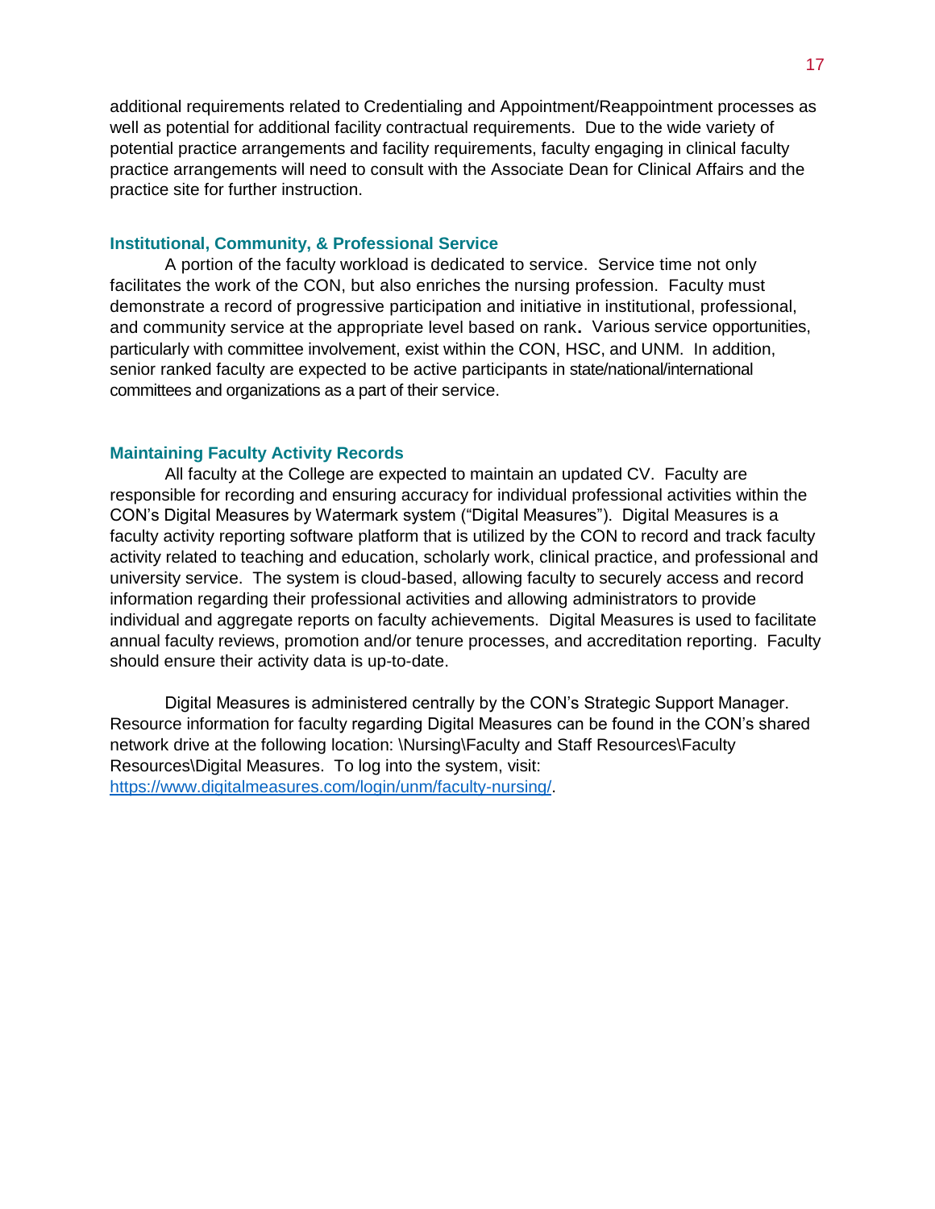additional requirements related to Credentialing and Appointment/Reappointment processes as well as potential for additional facility contractual requirements. Due to the wide variety of potential practice arrangements and facility requirements, faculty engaging in clinical faculty practice arrangements will need to consult with the Associate Dean for Clinical Affairs and the practice site for further instruction.

### Institutional, Community, & Professional Service

A portion of the faculty workload is dedicated to service. Service time not only facilitates the work of the CON, but also enriches the nursing profession. Faculty must demonstrate a record of progressive participation and initiative in institutional, professional, and community service at the appropriate level based on rank. Various service opportunities, particularly with committee involvement, exist within the CON, HSC, and UNM. In addition, senior ranked faculty are expected to be active participants in state/national/international committees and organizations as a part of their service.

### Maintaining Faculty Activity Records

All faculty at the College are expected to maintain an updated CV. Faculty are responsible for recording and ensuring accuracy for individual professional activities within the CON's Digital Measures by Watermark system ("Digital Measures"). Digital Measures is a faculty activity reporting software platform that is utilized by the CON to record and track faculty activity related to teaching and education, scholarly work, clinical practice, and professional and university service. The system is cloud-based, allowing faculty to securely access and record information regarding their professional activities and allowing administrators to provide individual and aggregate reports on faculty achievements. Digital Measures is used to facilitate annual faculty reviews, promotion and/or tenure processes, and accreditation reporting. Faculty should ensure their activity data is up-to-date.

Digital Measures is administered centrally by the CON's Strategic Support Manager. Resource information for faculty regarding Digital Measures can be found in the CON's shared network drive at the following location: \Nursing\Faculty and Staff Resources\Faculty Resources\Digital Measures. To log into the system, visit: [https://www.digitalmeasures.com/login/unm/faculty-nursing/](https://www.digitalmeasures.com/login/unm/faculty-nursing/).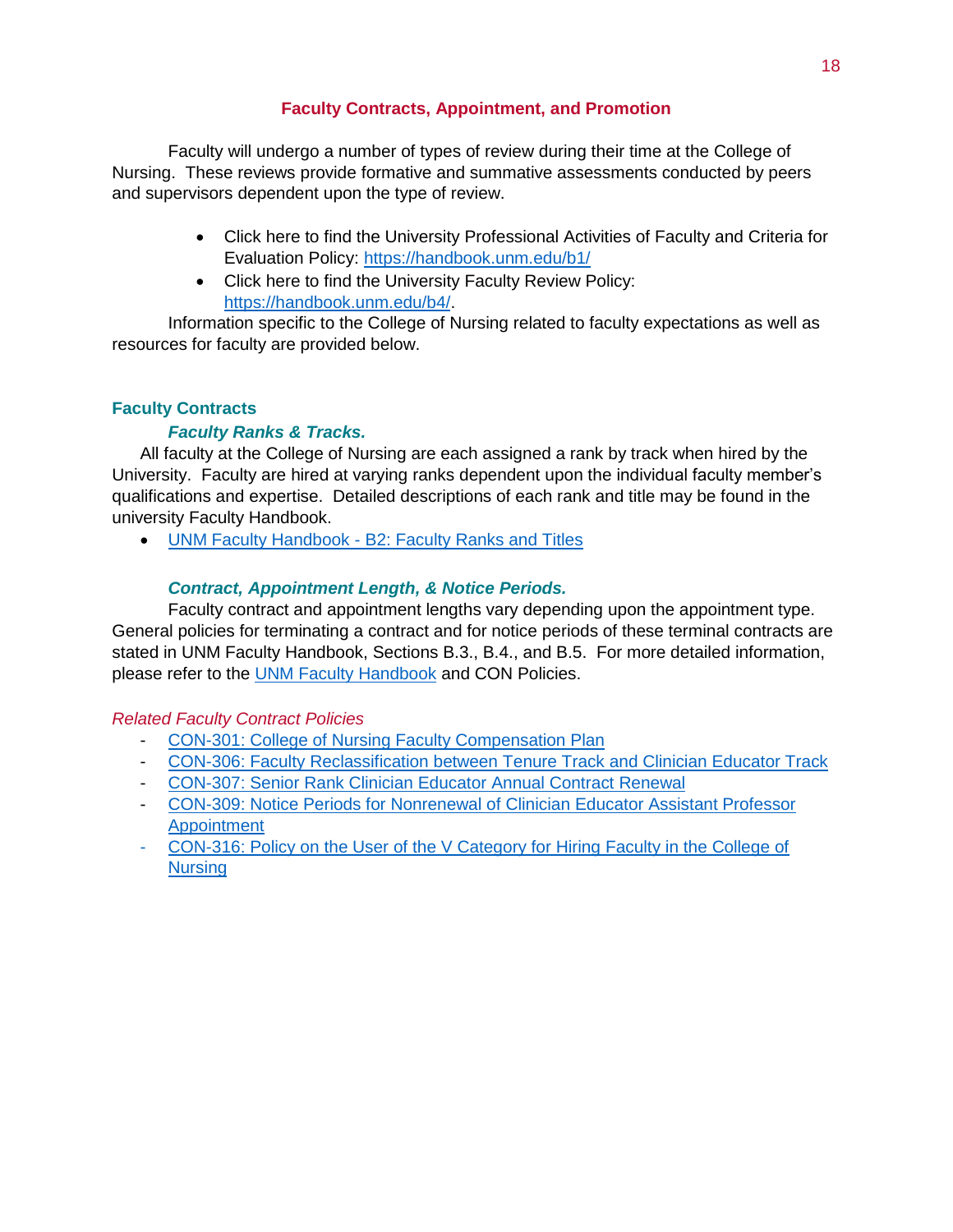## Faculty Contracts, Appointment, and Promotion

Faculty will undergo a number of types of review during their time at the College of Nursing. These reviews provide formative and summative assessments conducted by peers and supervisors dependent upon the type of review.

- Click here to find the University Professional Activities of Faculty and Criteria for Evaluation Policy: https://handbook.unm.edu/b1/
- Click here to find the University Faculty Review Policy: https://handbook.unm.edu/b4/.

Information specific to the College of Nursing related to faculty expectations as well as resources for faculty are provided below.

### Faculty Contracts

#### *Faculty Ranks & Tracks.*

All faculty at the College of Nursing are each assigned a rank by track when hired by the University. Faculty are hired at varying ranks dependent upon the individual faculty member's qualifications and expertise. Detailed descriptions of each rank and title may be found in the university Faculty Handbook.

- UNM Faculty Handbook - B2: Faculty Ranks and Titles

#### *Contract, Appointment Length, & Notice Periods.*

Faculty contract and appointment lengths vary depending upon the appointment type. General policies for terminating a contract and for notice periods of these terminal contracts are stated in UNM Faculty Handbook, Sections B.3., B.4., and B.5. For more detailed information, please refer to the UNM Faculty Handbook and CON Policies.

*Related Faculty Contract Policies*

- CON-301: College of Nursing Faculty Compensation Plan
- CON-306: Faculty Reclassification between Tenure Track and Clinician Educator Track
- CON-307: Senior Rank Clinician Educator Annual Contract Renewal
- CON-309: Notice Periods for Nonrenewal of Clinician Educator Assistant Professor Appointment
- CON-316: Policy on the User of the V Category for Hiring Faculty in the College of Nursing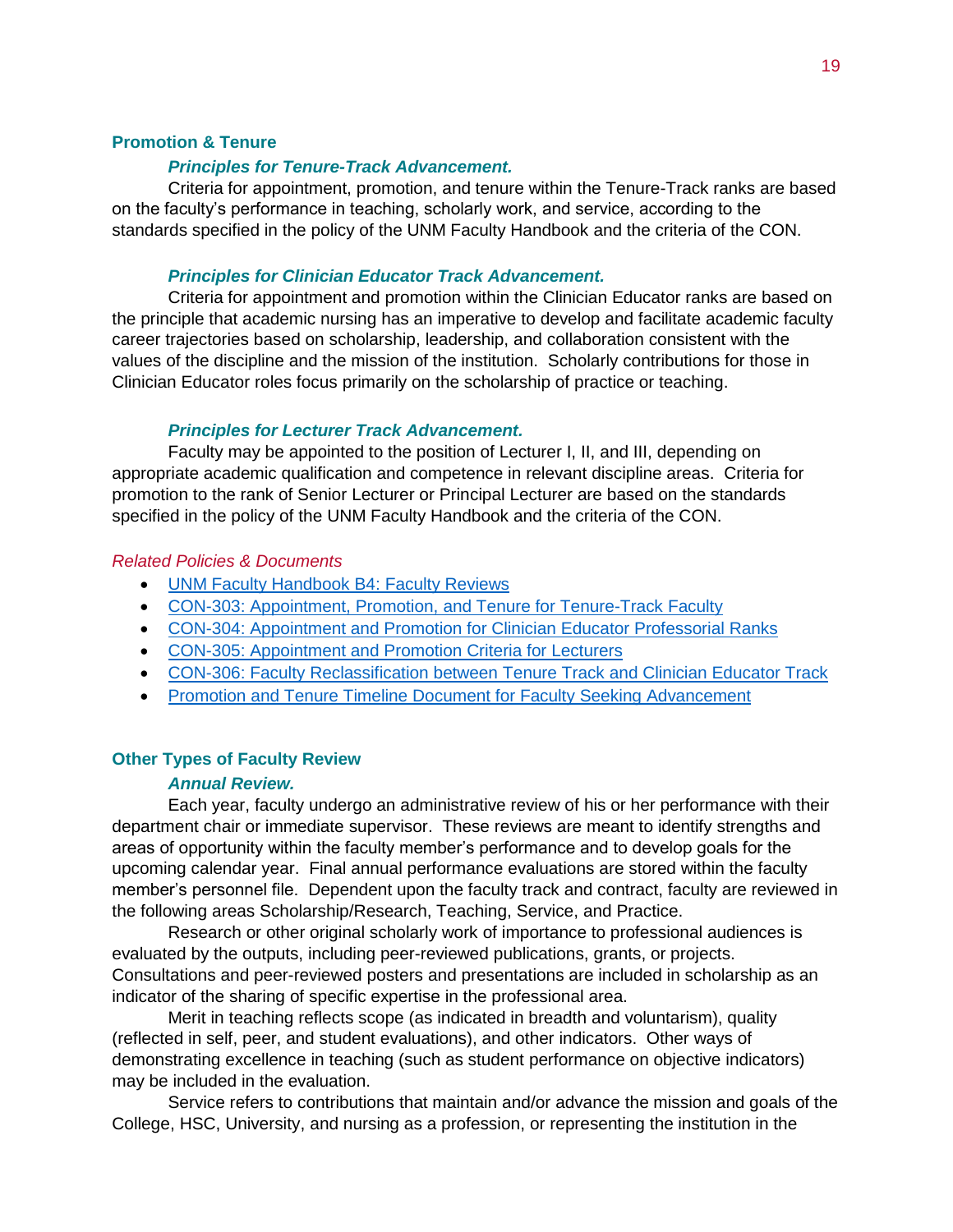## Promotion & Tenure

### *Principles for Tenure-Track Advancement.*

Criteria for appointment, promotion, and tenure within the Tenure-Track ranks are based on the faculty's performance in teaching, scholarly work, and service, according to the standards specified in the policy of the UNM Faculty Handbook and the criteria of the CON.

### *Principles for Clinician Educator Track Advancement.*

Criteria for appointment and promotion within the Clinician Educator ranks are based on the principle that academic nursing has an imperative to develop and facilitate academic faculty career trajectories based on scholarship, leadership, and collaboration consistent with the values of the discipline and the mission of the institution. Scholarly contributions for those in Clinician Educator roles focus primarily on the scholarship of practice or teaching.

### *Principles for Lecturer Track Advancement.*

Faculty may be appointed to the position of Lecturer I, II, and III, depending on appropriate academic qualification and competence in relevant discipline areas. Criteria for promotion to the rank of Senior Lecturer or Principal Lecturer are based on the standards specified in the policy of the UNM Faculty Handbook and the criteria of the CON.

*Related Policies & Documents*

- UNM Faculty Handbook B4: Faculty Reviews
- CON-303: Appointment, Promotion, and Tenure for Tenure-Track Faculty
- CON-304: Appointment and Promotion for Clinician Educator Professorial Ranks
- CON-305: Appointment and Promotion Criteria for Lecturers
- CON-306: Faculty Reclassification between Tenure Track and Clinician Educator Track
- Promotion and Tenure Timeline Document for Faculty Seeking Advancement

## Other Types of Faculty Review

### *Annual Review.*

Each year, faculty undergo an administrative review of his or her performance with their department chair or immediate supervisor. These reviews are meant to identify strengths and areas of opportunity within the faculty member's performance and to develop goals for the upcoming calendar year. Final annual performance evaluations are stored within the faculty member's personnel file. Dependent upon the faculty track and contract, faculty are reviewed in the following areas Scholarship/Research, Teaching, Service, and Practice.

Research or other original scholarly work of importance to professional audiences is evaluated by the outputs, including peer-reviewed publications, grants, or projects. Consultations and peer-reviewed posters and presentations are included in scholarship as an indicator of the sharing of specific expertise in the professional area.

Merit in teaching reflects scope (as indicated in breadth and voluntarism), quality (reflected in self, peer, and student evaluations), and other indicators. Other ways of demonstrating excellence in teaching (such as student performance on objective indicators) may be included in the evaluation.

Service refers to contributions that maintain and/or advance the mission and goals of the College, HSC, University, and nursing as a profession, or representing the institution in the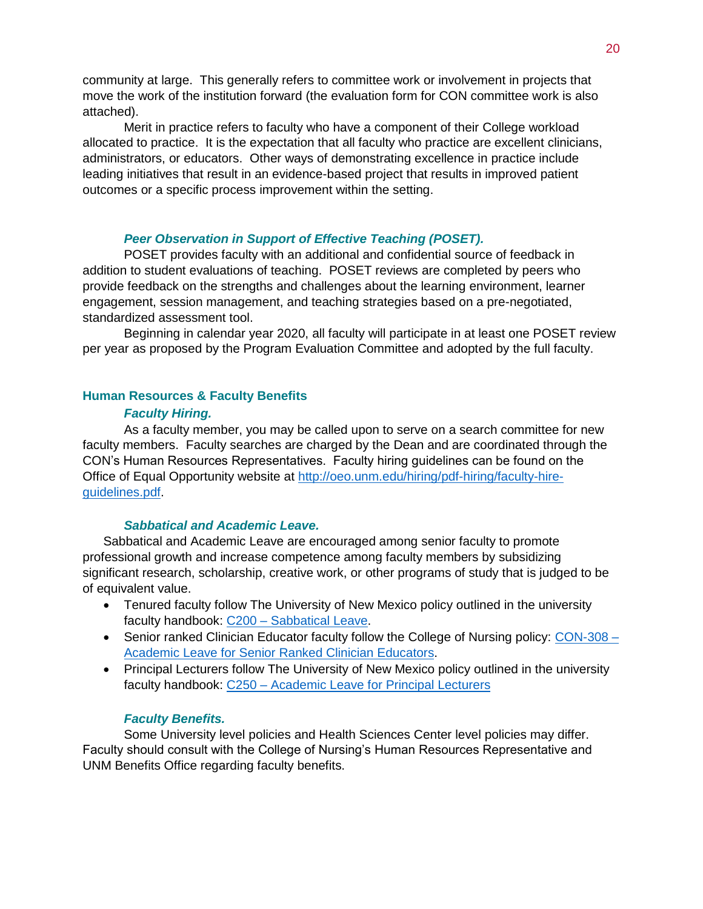community at large. This generally refers to committee work or involvement in projects that move the work of the institution forward (the evaluation form for CON committee work is also attached).

Merit in practice refers to faculty who have a component of their College workload allocated to practice. It is the expectation that all faculty who practice are excellent clinicians, administrators, or educators. Other ways of demonstrating excellence in practice include leading initiatives that result in an evidence-based project that results in improved patient outcomes or a specific process improvement within the setting.

#### *Peer Observation in Support of Effective Teaching (POSET).*

POSET provides faculty with an additional and confidential source of feedback in addition to student evaluations of teaching. POSET reviews are completed by peers who provide feedback on the strengths and challenges about the learning environment, learner engagement, session management, and teaching strategies based on a pre-negotiated, standardized assessment tool.

Beginning in calendar year 2020, all faculty will participate in at least one POSET review per year as proposed by the Program Evaluation Committee and adopted by the full faculty.

### Human Resources & Faculty Benefits

#### *Faculty Hiring.*

As a faculty member, you may be called upon to serve on a search committee for new faculty members. Faculty searches are charged by the Dean and are coordinated through the CON's Human Resources Representatives. Faculty hiring guidelines can be found on the Office of Equal Opportunity website at [http://oeo.unm.edu/hiring/pdf-hiring/faculty-hire-guidelines.pdf](http://oeo.unm.edu/hiring/pdf-hiring/faculty-hire-guidelines.pdf).

#### *Sabbatical and Academic Leave.*

Sabbatical and Academic Leave are encouraged among senior faculty to promote professional growth and increase competence among faculty members by subsidizing significant research, scholarship, creative work, or other programs of study that is judged to be of equivalent value.

- Tenured faculty follow The University of New Mexico policy outlined in the university faculty handbook: C200 – Sabbatical Leave.
- Senior ranked Clinician Educator faculty follow the College of Nursing policy: CON-308 – Academic Leave for Senior Ranked Clinician Educators.
- Principal Lecturers follow The University of New Mexico policy outlined in the university faculty handbook: C250 – Academic Leave for Principal Lecturers

#### *Faculty Benefits.*

Some University level policies and Health Sciences Center level policies may differ. Faculty should consult with the College of Nursing's Human Resources Representative and UNM Benefits Office regarding faculty benefits.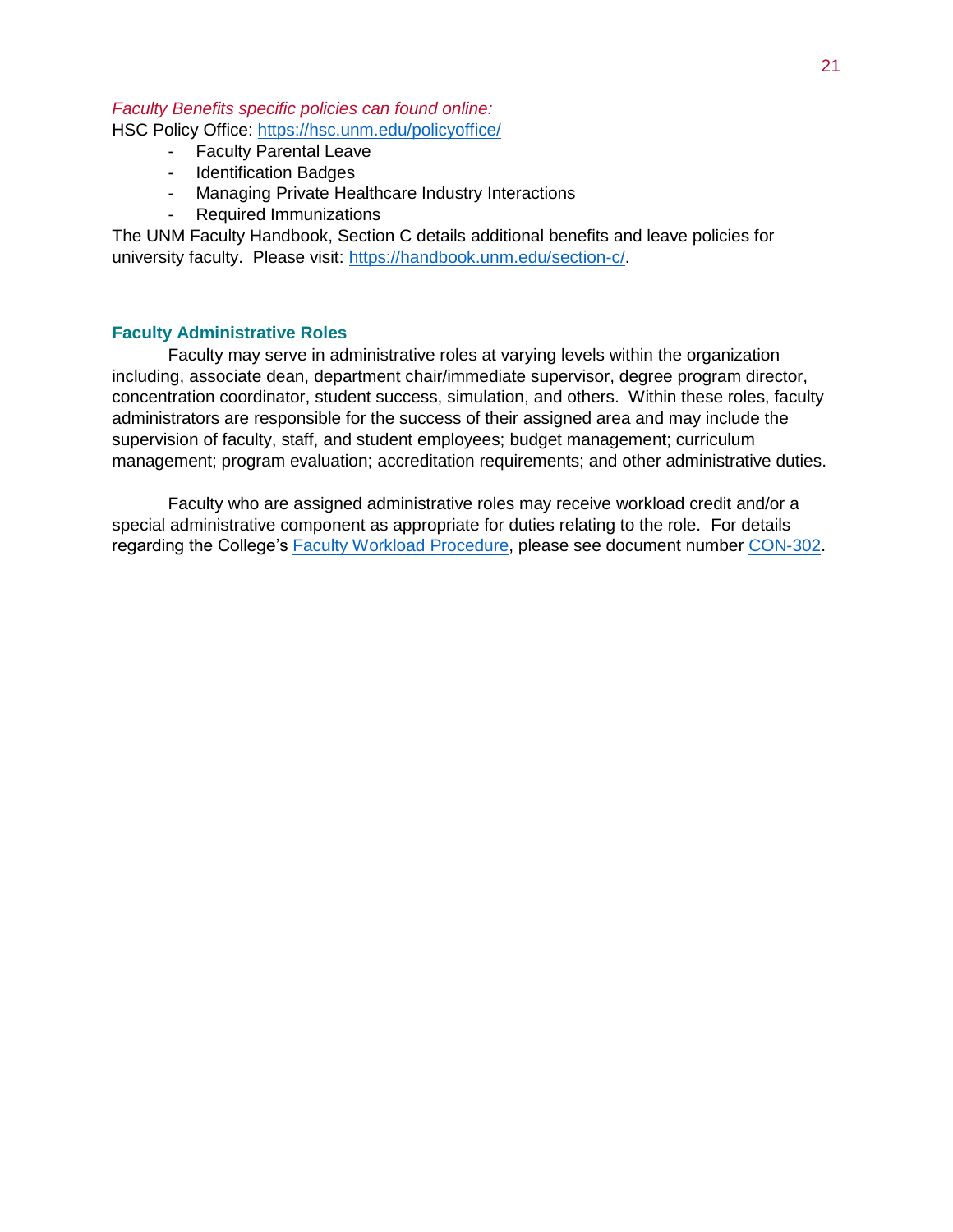*Faculty Benefits specific policies can found online:*

HSC Policy Office: https://hsc.unm.edu/policyoffice/

- Faculty Parental Leave
- Identification Badges
- Managing Private Healthcare Industry Interactions
- Required Immunizations

The UNM Faculty Handbook, Section C details additional benefits and leave policies for university faculty. Please visit: https://handbook.unm.edu/section-c/.

## Faculty Administrative Roles

Faculty may serve in administrative roles at varying levels within the organization including, associate dean, department chair/immediate supervisor, degree program director, concentration coordinator, student success, simulation, and others. Within these roles, faculty administrators are responsible for the success of their assigned area and may include the supervision of faculty, staff, and student employees; budget management; curriculum management; program evaluation; accreditation requirements; and other administrative duties.

Faculty who are assigned administrative roles may receive workload credit and/or a special administrative component as appropriate for duties relating to the role. For details regarding the College's Faculty Workload Procedure, please see document number CON-302.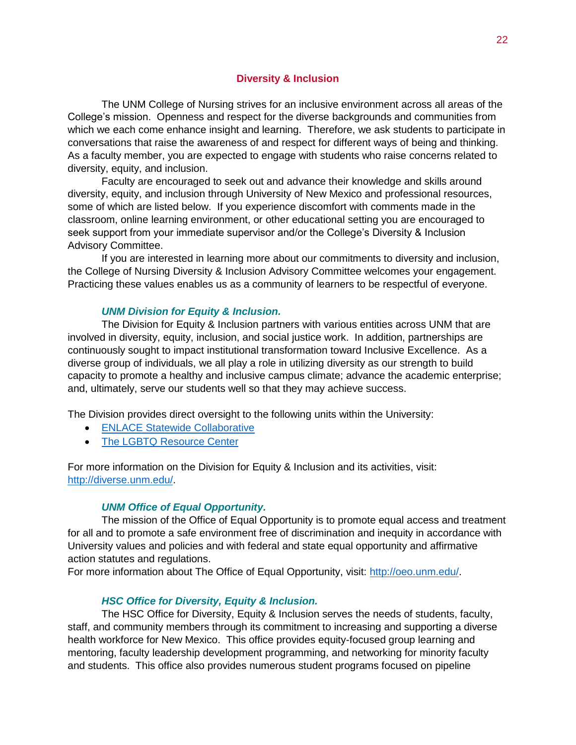## Diversity & Inclusion

The UNM College of Nursing strives for an inclusive environment across all areas of the College's mission. Openness and respect for the diverse backgrounds and communities from which we each come enhance insight and learning. Therefore, we ask students to participate in conversations that raise the awareness of and respect for different ways of being and thinking. As a faculty member, you are expected to engage with students who raise concerns related to diversity, equity, and inclusion.

Faculty are encouraged to seek out and advance their knowledge and skills around diversity, equity, and inclusion through University of New Mexico and professional resources, some of which are listed below. If you experience discomfort with comments made in the classroom, online learning environment, or other educational setting you are encouraged to seek support from your immediate supervisor and/or the College's Diversity & Inclusion Advisory Committee.

If you are interested in learning more about our commitments to diversity and inclusion, the College of Nursing Diversity & Inclusion Advisory Committee welcomes your engagement. Practicing these values enables us as a community of learners to be respectful of everyone.

### *UNM Division for Equity & Inclusion.*

The Division for Equity & Inclusion partners with various entities across UNM that are involved in diversity, equity, inclusion, and social justice work. In addition, partnerships are continuously sought to impact institutional transformation toward Inclusive Excellence. As a diverse group of individuals, we all play a role in utilizing diversity as our strength to build capacity to promote a healthy and inclusive campus climate; advance the academic enterprise; and, ultimately, serve our students well so that they may achieve success.

The Division provides direct oversight to the following units within the University:

- ENLACE Statewide Collaborative
- The LGBTQ Resource Center

For more information on the Division for Equity & Inclusion and its activities, visit: http://diverse.unm.edu/.

### *UNM Office of Equal Opportunity.*

The mission of the Office of Equal Opportunity is to promote equal access and treatment for all and to promote a safe environment free of discrimination and inequity in accordance with University values and policies and with federal and state equal opportunity and affirmative action statutes and regulations.

For more information about The Office of Equal Opportunity, visit: http://oeo.unm.edu/.

### *HSC Office for Diversity, Equity & Inclusion.*

The HSC Office for Diversity, Equity & Inclusion serves the needs of students, faculty, staff, and community members through its commitment to increasing and supporting a diverse health workforce for New Mexico. This office provides equity-focused group learning and mentoring, faculty leadership development programming, and networking for minority faculty and students. This office also provides numerous student programs focused on pipeline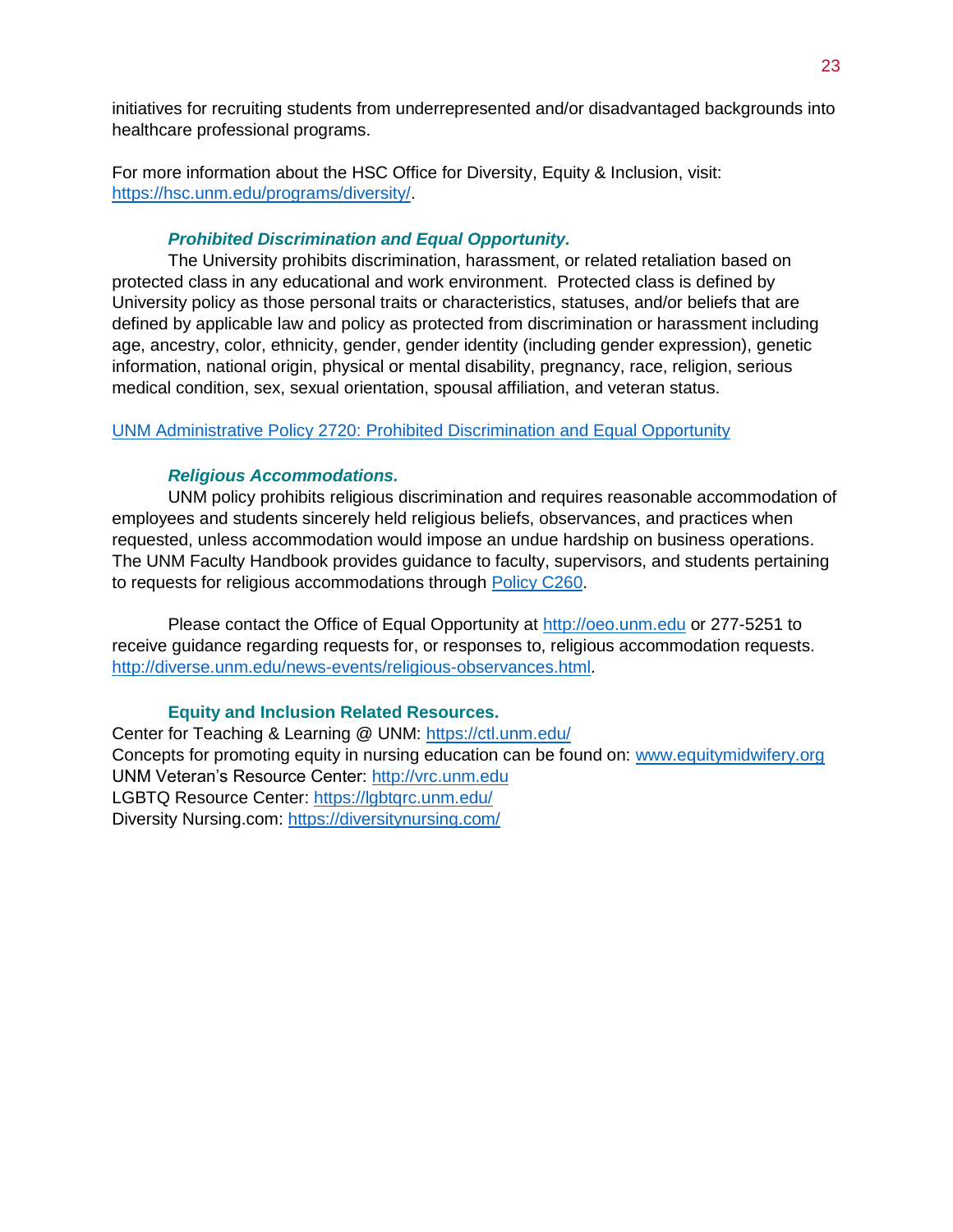initiatives for recruiting students from underrepresented and/or disadvantaged backgrounds into healthcare professional programs.

For more information about the HSC Office for Diversity, Equity & Inclusion, visit: [https://hsc.unm.edu/programs/diversity/](https://hsc.unm.edu/programs/diversity/).

#### *Prohibited Discrimination and Equal Opportunity.*

The University prohibits discrimination, harassment, or related retaliation based on protected class in any educational and work environment. Protected class is defined by University policy as those personal traits or characteristics, statuses, and/or beliefs that are defined by applicable law and policy as protected from discrimination or harassment including age, ancestry, color, ethnicity, gender, gender identity (including gender expression), genetic information, national origin, physical or mental disability, pregnancy, race, religion, serious medical condition, sex, sexual orientation, spousal affiliation, and veteran status.

UNM Administrative Policy 2720: Prohibited Discrimination and Equal Opportunity

#### *Religious Accommodations.*

UNM policy prohibits religious discrimination and requires reasonable accommodation of employees and students sincerely held religious beliefs, observances, and practices when requested, unless accommodation would impose an undue hardship on business operations. The UNM Faculty Handbook provides guidance to faculty, supervisors, and students pertaining to requests for religious accommodations through Policy C260.

Please contact the Office of Equal Opportunity at [http://oeo.unm.edu](http://oeo.unm.edu) or 277-5251 to receive guidance regarding requests for, or responses to, religious accommodation requests. [http://diverse.unm.edu/news-events/religious-observances.html](http://diverse.unm.edu/news-events/religious-observances.html).

#### **Equity and Inclusion Related Resources.**

Center for Teaching & Learning @ UNM: [https://ctl.unm.edu/](https://ctl.unm.edu/)
Concepts for promoting equity in nursing education can be found on: [www.equitymidwifery.org](www.equitymidwifery.org)
UNM Veteran's Resource Center: [http://vrc.unm.edu](http://vrc.unm.edu)
LGBTQ Resource Center: [https://lgbtqrc.unm.edu/](https://lgbtqrc.unm.edu/)
Diversity Nursing.com: [https://diversitynursing.com/](https://diversitynursing.com/)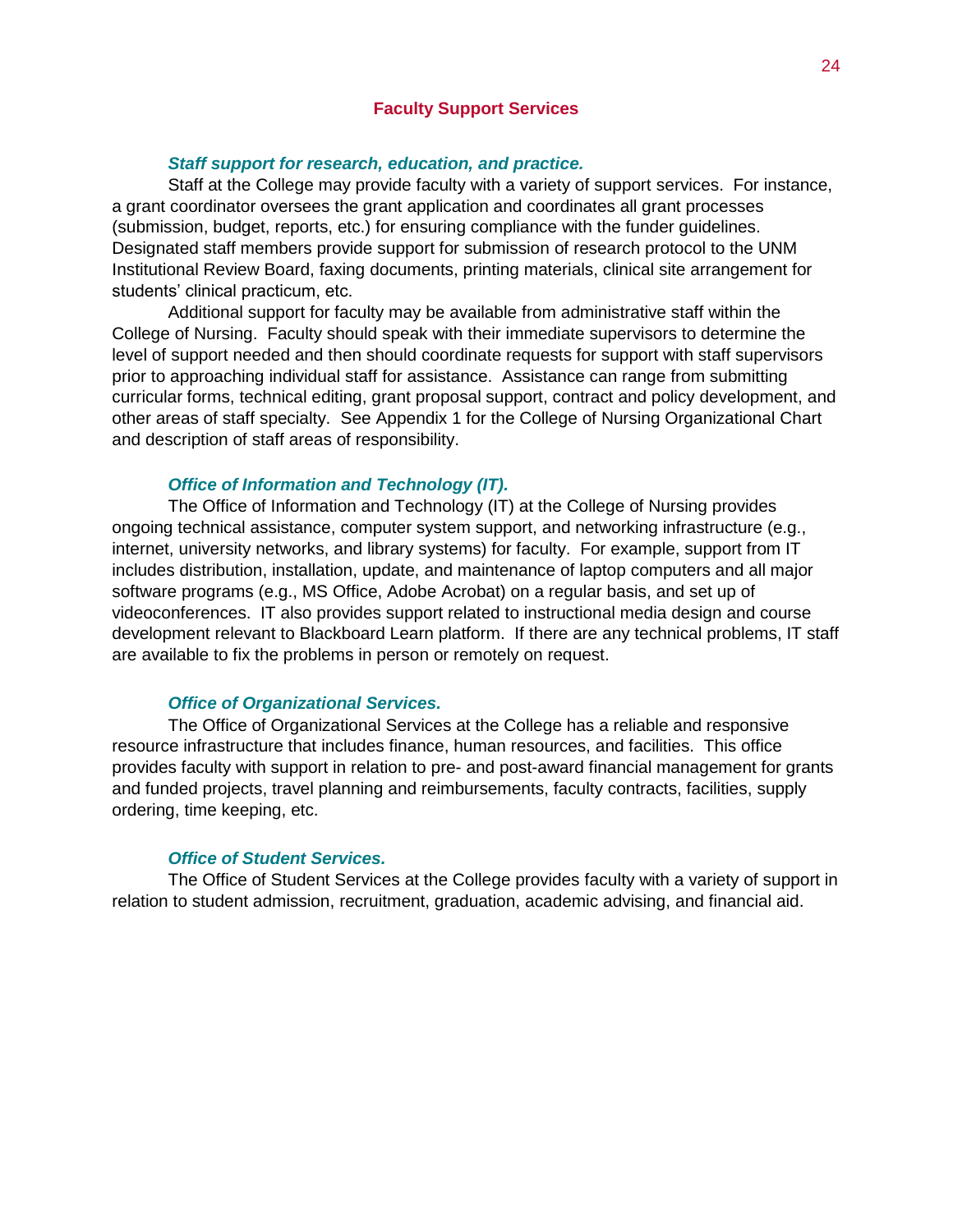## Faculty Support Services

### *Staff support for research, education, and practice.*

Staff at the College may provide faculty with a variety of support services. For instance, a grant coordinator oversees the grant application and coordinates all grant processes (submission, budget, reports, etc.) for ensuring compliance with the funder guidelines. Designated staff members provide support for submission of research protocol to the UNM Institutional Review Board, faxing documents, printing materials, clinical site arrangement for students' clinical practicum, etc.

Additional support for faculty may be available from administrative staff within the College of Nursing. Faculty should speak with their immediate supervisors to determine the level of support needed and then should coordinate requests for support with staff supervisors prior to approaching individual staff for assistance. Assistance can range from submitting curricular forms, technical editing, grant proposal support, contract and policy development, and other areas of staff specialty. See Appendix 1 for the College of Nursing Organizational Chart and description of staff areas of responsibility.

### *Office of Information and Technology (IT).*

The Office of Information and Technology (IT) at the College of Nursing provides ongoing technical assistance, computer system support, and networking infrastructure (e.g., internet, university networks, and library systems) for faculty. For example, support from IT includes distribution, installation, update, and maintenance of laptop computers and all major software programs (e.g., MS Office, Adobe Acrobat) on a regular basis, and set up of videoconferences. IT also provides support related to instructional media design and course development relevant to Blackboard Learn platform. If there are any technical problems, IT staff are available to fix the problems in person or remotely on request.

### *Office of Organizational Services.*

The Office of Organizational Services at the College has a reliable and responsive resource infrastructure that includes finance, human resources, and facilities. This office provides faculty with support in relation to pre- and post-award financial management for grants and funded projects, travel planning and reimbursements, faculty contracts, facilities, supply ordering, time keeping, etc.

### *Office of Student Services.*

The Office of Student Services at the College provides faculty with a variety of support in relation to student admission, recruitment, graduation, academic advising, and financial aid.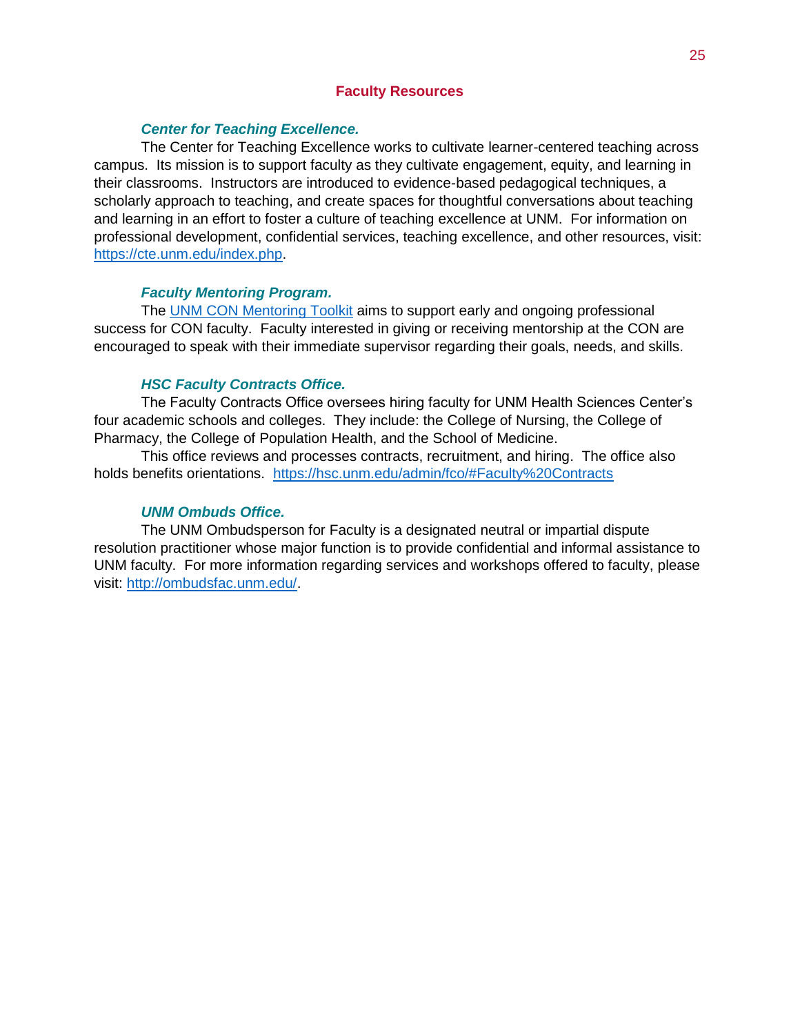## Faculty Resources

### *Center for Teaching Excellence.*

The Center for Teaching Excellence works to cultivate learner-centered teaching across campus. Its mission is to support faculty as they cultivate engagement, equity, and learning in their classrooms. Instructors are introduced to evidence-based pedagogical techniques, a scholarly approach to teaching, and create spaces for thoughtful conversations about teaching and learning in an effort to foster a culture of teaching excellence at UNM. For information on professional development, confidential services, teaching excellence, and other resources, visit: https://cte.unm.edu/index.php.

### *Faculty Mentoring Program.*

The UNM CON Mentoring Toolkit aims to support early and ongoing professional success for CON faculty. Faculty interested in giving or receiving mentorship at the CON are encouraged to speak with their immediate supervisor regarding their goals, needs, and skills.

### *HSC Faculty Contracts Office.*

The Faculty Contracts Office oversees hiring faculty for UNM Health Sciences Center's four academic schools and colleges. They include: the College of Nursing, the College of Pharmacy, the College of Population Health, and the School of Medicine.

This office reviews and processes contracts, recruitment, and hiring. The office also holds benefits orientations. https://hsc.unm.edu/admin/fco/#Faculty%20Contracts

### *UNM Ombuds Office.*

The UNM Ombudsperson for Faculty is a designated neutral or impartial dispute resolution practitioner whose major function is to provide confidential and informal assistance to UNM faculty. For more information regarding services and workshops offered to faculty, please visit: http://ombudsfac.unm.edu/.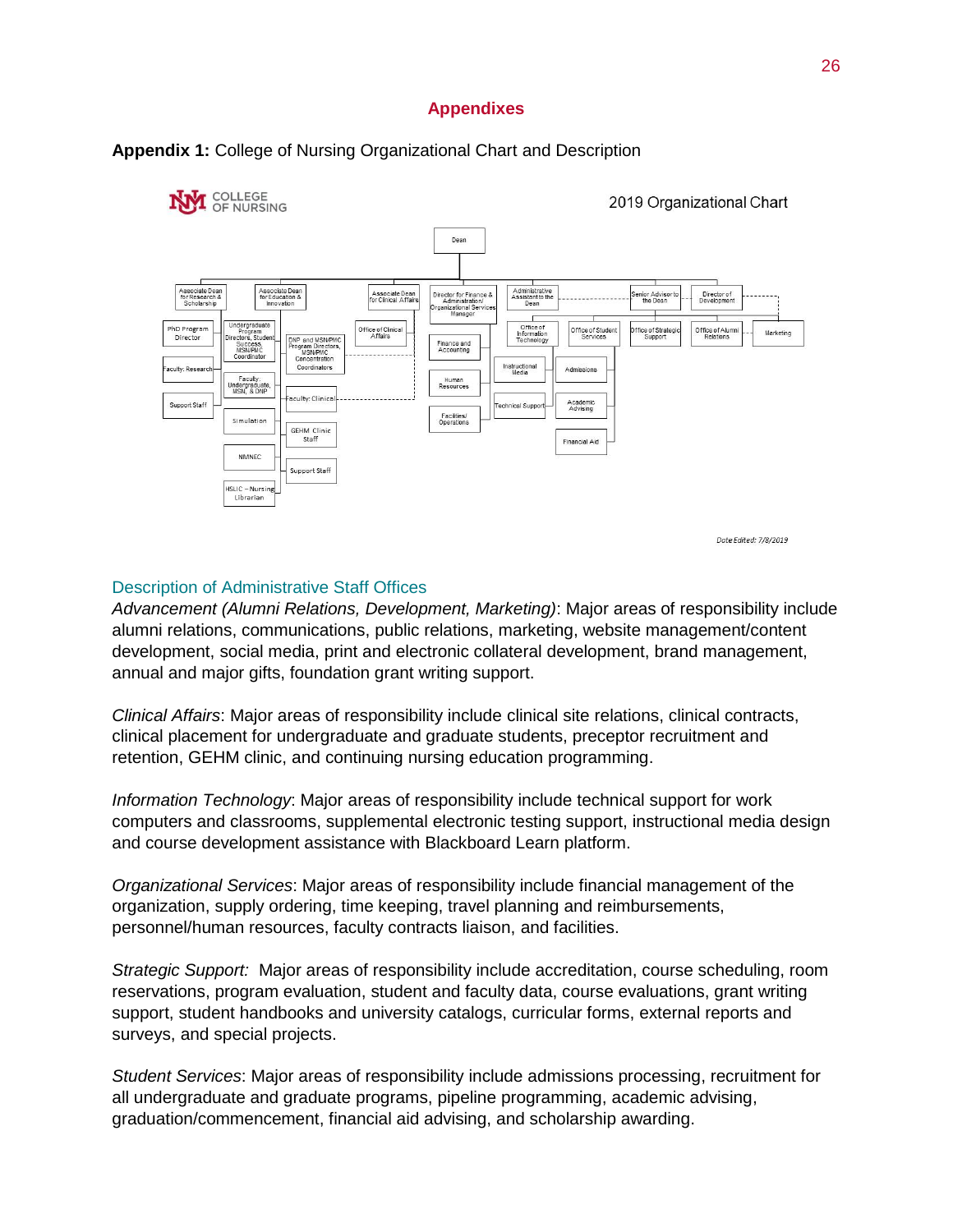# Appendixes

**Appendix 1:** College of Nursing Organizational Chart and Description

COLLEGE OF NURSING

2019 Organizational Chart

Dean

Associate Dean for Research & Scholarship

Associate Dean for Education & Innovation

Associate Dean for Clinical Affairs

Director for Finance & Administration/ Organizational Services Manager

Administrative Assistant to the Dean

Senior Advisor to the Dean

Director of Development

PhD Program Director

Faculty: Research

Support Staff

Undergraduate Program Directors, Student Success, MSN/PMC Coordinator

Faculty: Undergraduate, MSN, & DNP

Simulation

NMNEC

HSLIC – Nursing Librarian

DNP and MSN/PMC Program Directors, MSN/PMC Concentration Coordinators

Faculty: Clinical

GEHM Clinic Staff

Support Staff

Office of Clinical Affairs

Finance and Accounting

Human Resources

Facilities/ Operations

Office of Information Technology

Instructional Media

Technical Support

Office of Student Services

Admissions

Academic Advising

Financial Aid

Office of Strategic Support

Office of Alumni Relations

Marketing

Date Edited: 7/8/2019

## Description of Administrative Staff Offices

*Advancement (Alumni Relations, Development, Marketing)*: Major areas of responsibility include alumni relations, communications, public relations, marketing, website management/content development, social media, print and electronic collateral development, brand management, annual and major gifts, foundation grant writing support.

*Clinical Affairs*: Major areas of responsibility include clinical site relations, clinical contracts, clinical placement for undergraduate and graduate students, preceptor recruitment and retention, GEHM clinic, and continuing nursing education programming.

*Information Technology*: Major areas of responsibility include technical support for work computers and classrooms, supplemental electronic testing support, instructional media design and course development assistance with Blackboard Learn platform.

*Organizational Services*: Major areas of responsibility include financial management of the organization, supply ordering, time keeping, travel planning and reimbursements, personnel/human resources, faculty contracts liaison, and facilities.

*Strategic Support:* Major areas of responsibility include accreditation, course scheduling, room reservations, program evaluation, student and faculty data, course evaluations, grant writing support, student handbooks and university catalogs, curricular forms, external reports and surveys, and special projects.

*Student Services*: Major areas of responsibility include admissions processing, recruitment for all undergraduate and graduate programs, pipeline programming, academic advising, graduation/commencement, financial aid advising, and scholarship awarding.